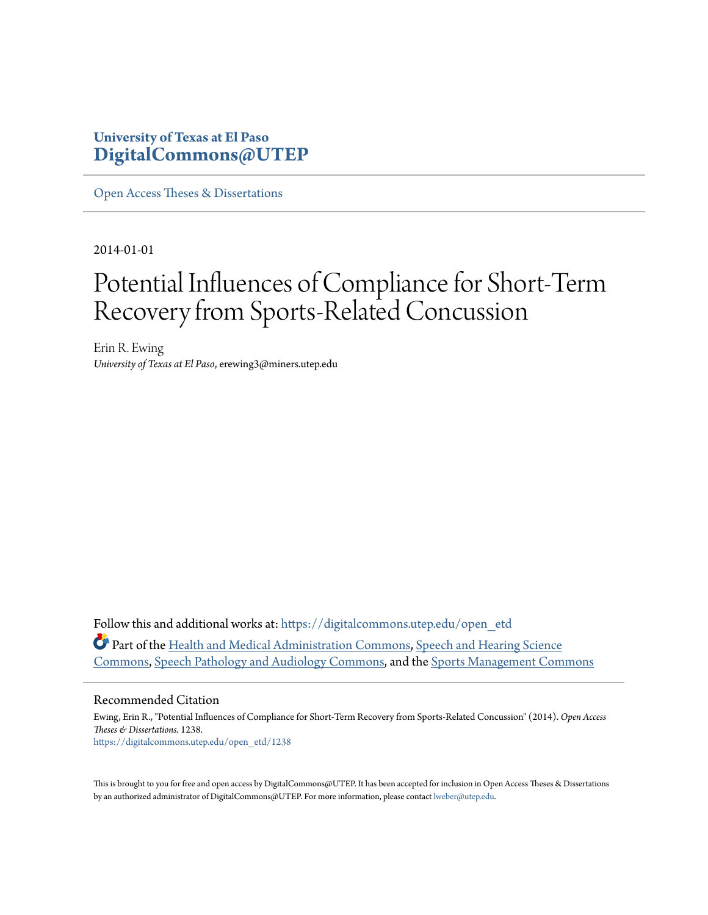University of Texas at El Paso
**DigitalCommons@UTEP**

Open Access Theses & Dissertations

---

2014-01-01

# Potential Influences of Compliance for Short-Term Recovery from Sports-Related Concussion

Erin R. Ewing
*University of Texas at El Paso*, erewing3@miners.utep.edu

Follow this and additional works at: https://digitalcommons.utep.edu/open_etd

Part of the Health and Medical Administration Commons, Speech and Hearing Science Commons, Speech Pathology and Audiology Commons, and the Sports Management Commons

---

## Recommended Citation

Ewing, Erin R., "Potential Influences of Compliance for Short-Term Recovery from Sports-Related Concussion" (2014). *Open Access Theses & Dissertations*. 1238.
https://digitalcommons.utep.edu/open_etd/1238

This is brought to you for free and open access by DigitalCommons@UTEP. It has been accepted for inclusion in Open Access Theses & Dissertations by an authorized administrator of DigitalCommons@UTEP. For more information, please contact lweber@utep.edu.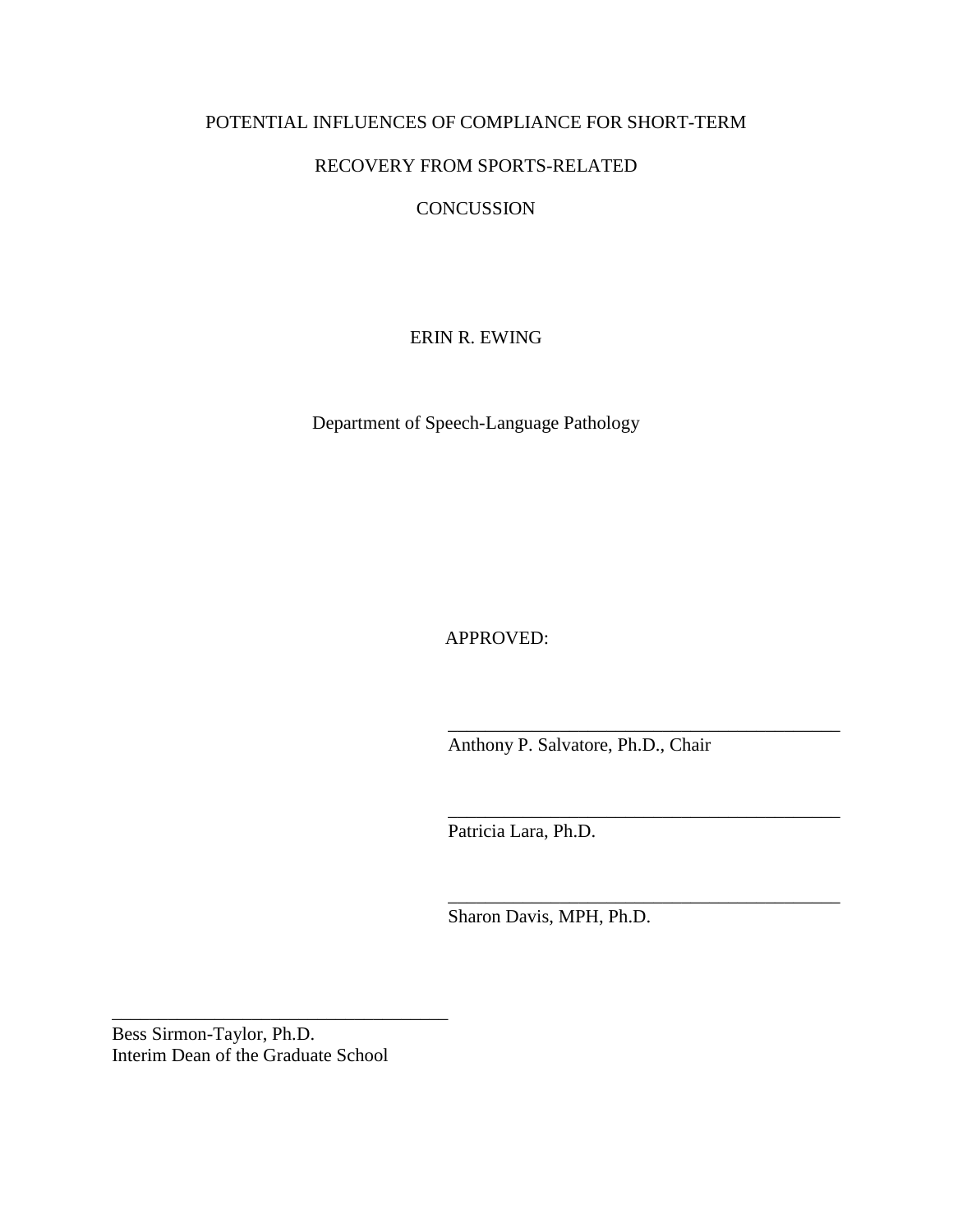POTENTIAL INFLUENCES OF COMPLIANCE FOR SHORT-TERM

RECOVERY FROM SPORTS-RELATED

CONCUSSION

ERIN R. EWING

Department of Speech-Language Pathology

APPROVED:

\_\_\_\_\_\_\_\_\_\_\_\_\_\_\_\_\_\_\_\_\_\_\_\_\_\_\_\_\_\_\_\_\_\_\_\_\_\_\_\_\_\_\_
Anthony P. Salvatore, Ph.D., Chair

\_\_\_\_\_\_\_\_\_\_\_\_\_\_\_\_\_\_\_\_\_\_\_\_\_\_\_\_\_\_\_\_\_\_\_\_\_\_\_\_\_\_\_
Patricia Lara, Ph.D.

\_\_\_\_\_\_\_\_\_\_\_\_\_\_\_\_\_\_\_\_\_\_\_\_\_\_\_\_\_\_\_\_\_\_\_\_\_\_\_\_\_\_\_
Sharon Davis, MPH, Ph.D.

\_\_\_\_\_\_\_\_\_\_\_\_\_\_\_\_\_\_\_\_\_\_\_\_\_\_\_\_\_\_\_\_\_\_\_\_\_\_\_
Bess Sirmon-Taylor, Ph.D.
Interim Dean of the Graduate School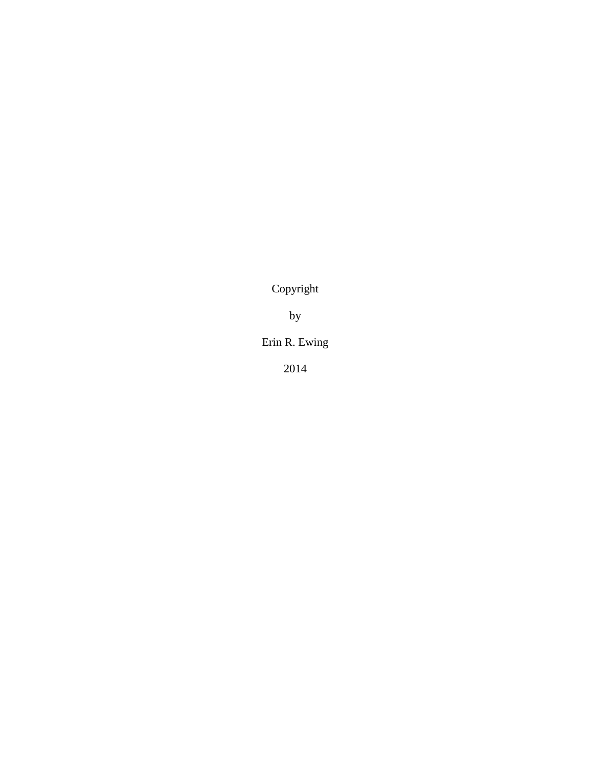Copyright

by

Erin R. Ewing

2014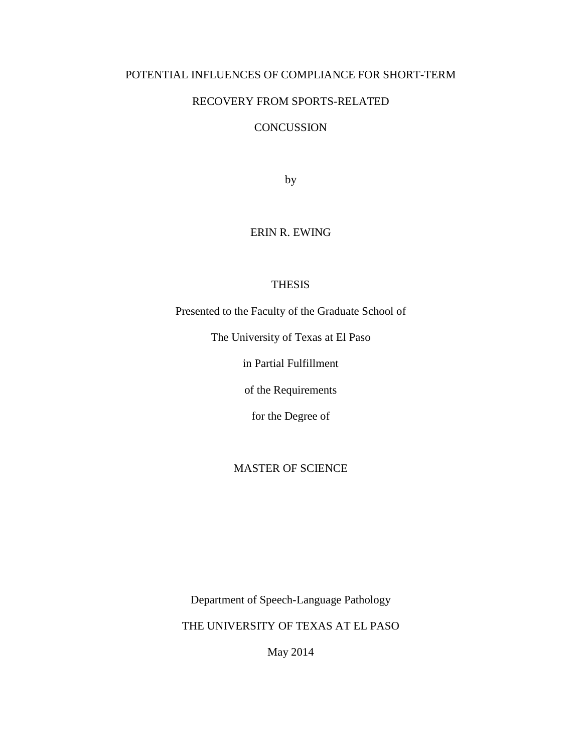POTENTIAL INFLUENCES OF COMPLIANCE FOR SHORT-TERM

RECOVERY FROM SPORTS-RELATED

CONCUSSION

by

ERIN R. EWING

THESIS

Presented to the Faculty of the Graduate School of

The University of Texas at El Paso

in Partial Fulfillment

of the Requirements

for the Degree of

MASTER OF SCIENCE

Department of Speech-Language Pathology

THE UNIVERSITY OF TEXAS AT EL PASO

May 2014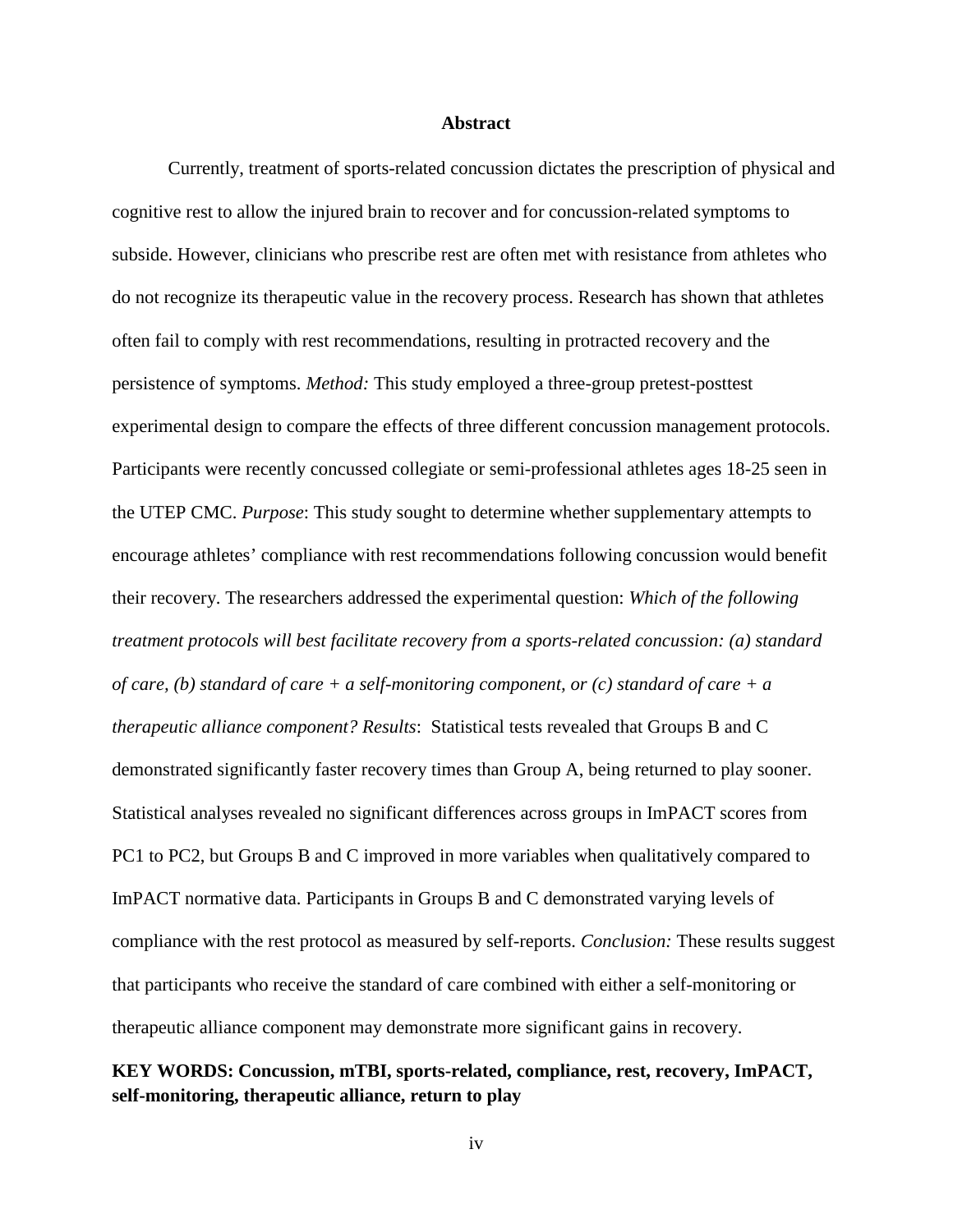# Abstract

Currently, treatment of sports-related concussion dictates the prescription of physical and cognitive rest to allow the injured brain to recover and for concussion-related symptoms to subside. However, clinicians who prescribe rest are often met with resistance from athletes who do not recognize its therapeutic value in the recovery process. Research has shown that athletes often fail to comply with rest recommendations, resulting in protracted recovery and the persistence of symptoms. *Method:* This study employed a three-group pretest-posttest experimental design to compare the effects of three different concussion management protocols. Participants were recently concussed collegiate or semi-professional athletes ages 18-25 seen in the UTEP CMC. *Purpose*: This study sought to determine whether supplementary attempts to encourage athletes' compliance with rest recommendations following concussion would benefit their recovery. The researchers addressed the experimental question: *Which of the following treatment protocols will best facilitate recovery from a sports-related concussion: (a) standard of care, (b) standard of care + a self-monitoring component, or (c) standard of care + a therapeutic alliance component? Results*: Statistical tests revealed that Groups B and C demonstrated significantly faster recovery times than Group A, being returned to play sooner. Statistical analyses revealed no significant differences across groups in ImPACT scores from PC1 to PC2, but Groups B and C improved in more variables when qualitatively compared to ImPACT normative data. Participants in Groups B and C demonstrated varying levels of compliance with the rest protocol as measured by self-reports. *Conclusion:* These results suggest that participants who receive the standard of care combined with either a self-monitoring or therapeutic alliance component may demonstrate more significant gains in recovery.

**KEY WORDS: Concussion, mTBI, sports-related, compliance, rest, recovery, ImPACT, self-monitoring, therapeutic alliance, return to play**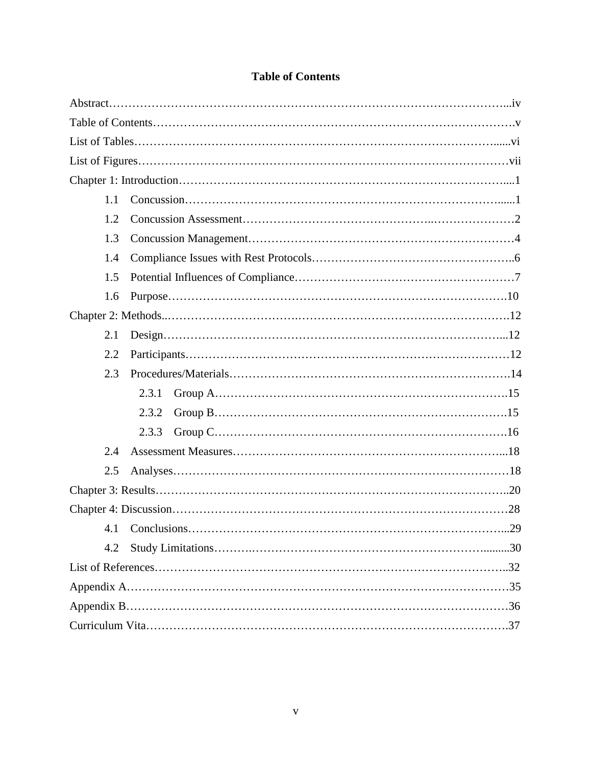# Table of Contents

Abstract……………………………………………………………………………………...iv

Table of Contents……………………………………………………………………………….v

List of Tables……………………………………………………………………………......vi

List of Figures………………………………………………………………………………vii

Chapter 1: Introduction……………………………………………………………………....1

- 1.1 Concussion………………………………………………………………………......1
- 1.2 Concussion Assessment……………………………………………..…………………2
- 1.3 Concussion Management…………………………………………………………4
- 1.4 Compliance Issues with Rest Protocols…………………………………………..6
- 1.5 Potential Influences of Compliance………………………………………………7
- 1.6 Purpose…………………………………………………………………………….10

Chapter 2: Methods..……………………………………………………………………….12

- 2.1 Design……………………………………………………………………………...12
- 2.2 Participants…………………………………………………………………………12
- 2.3 Procedures/Materials……………………………………………………………….14
    - 2.3.1 Group A……………………………………………………………………….15
    - 2.3.2 Group B……………………………………………………………………….15
    - 2.3.3 Group C……………………………………………………………………….16
- 2.4 Assessment Measures……………………………………………………………...18
- 2.5 Analyses……………………………………………………………………………18

Chapter 3: Results…………………………………………………………………………..20

Chapter 4: Discussion…………………………………………………………………………28

- 4.1 Conclusions………………………………………………………………………...29
- 4.2 Study Limitations……….………………………………………………….........30

List of References……………………………………………………………………………..32

Appendix A…………………………………………………………………………………35

Appendix B…………………………………………………………………………………36

Curriculum Vita……………………………………………………………………………….37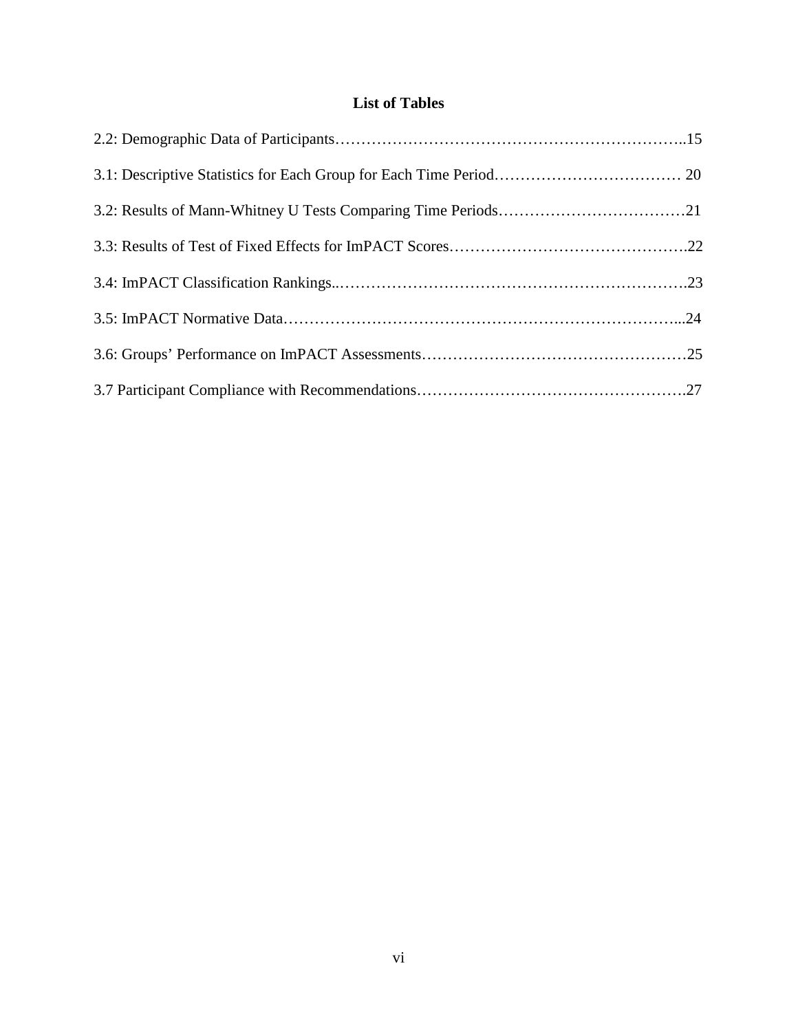# List of Tables

2.2: Demographic Data of Participants……………………………………………………………..15

3.1: Descriptive Statistics for Each Group for Each Time Period……………………………… 20

3.2: Results of Mann-Whitney U Tests Comparing Time Periods………………………………21

3.3: Results of Test of Fixed Effects for ImPACT Scores……………………………………….22

3.4: ImPACT Classification Rankings..…………………………………………………………23

3.5: ImPACT Normative Data……………………………………………………………………...24

3.6: Groups' Performance on ImPACT Assessments……………………………………………25

3.7 Participant Compliance with Recommendations…………………………………………….27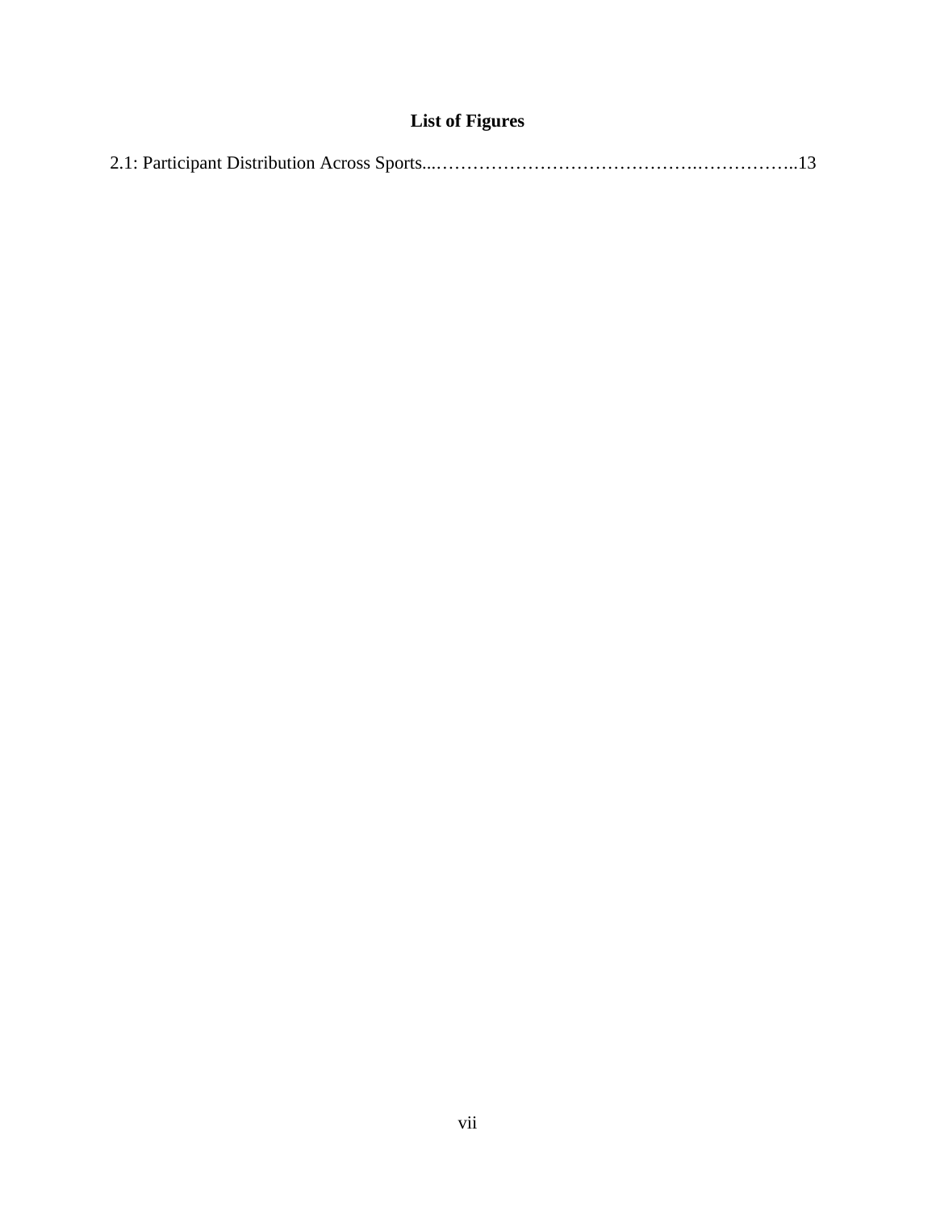# List of Figures

2.1: Participant Distribution Across Sports...……………………………………..……………..13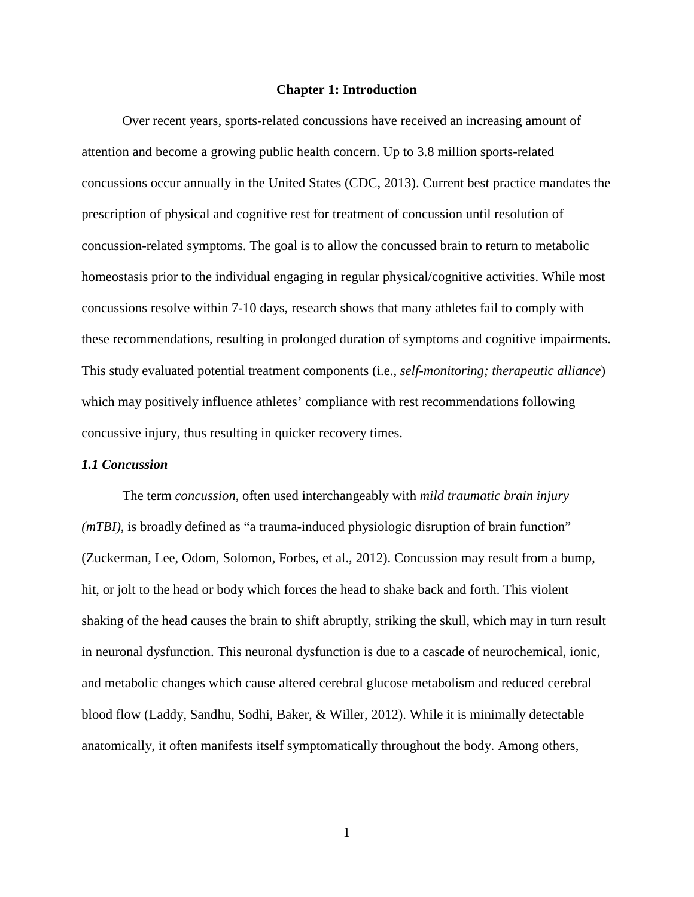# Chapter 1: Introduction

Over recent years, sports-related concussions have received an increasing amount of attention and become a growing public health concern. Up to 3.8 million sports-related concussions occur annually in the United States (CDC, 2013). Current best practice mandates the prescription of physical and cognitive rest for treatment of concussion until resolution of concussion-related symptoms. The goal is to allow the concussed brain to return to metabolic homeostasis prior to the individual engaging in regular physical/cognitive activities. While most concussions resolve within 7-10 days, research shows that many athletes fail to comply with these recommendations, resulting in prolonged duration of symptoms and cognitive impairments. This study evaluated potential treatment components (i.e., *self-monitoring; therapeutic alliance*) which may positively influence athletes' compliance with rest recommendations following concussive injury, thus resulting in quicker recovery times.

## *1.1 Concussion*

The term *concussion*, often used interchangeably with *mild traumatic brain injury (mTBI)*, is broadly defined as "a trauma-induced physiologic disruption of brain function" (Zuckerman, Lee, Odom, Solomon, Forbes, et al., 2012). Concussion may result from a bump, hit, or jolt to the head or body which forces the head to shake back and forth. This violent shaking of the head causes the brain to shift abruptly, striking the skull, which may in turn result in neuronal dysfunction. This neuronal dysfunction is due to a cascade of neurochemical, ionic, and metabolic changes which cause altered cerebral glucose metabolism and reduced cerebral blood flow (Laddy, Sandhu, Sodhi, Baker, & Willer, 2012). While it is minimally detectable anatomically, it often manifests itself symptomatically throughout the body. Among others,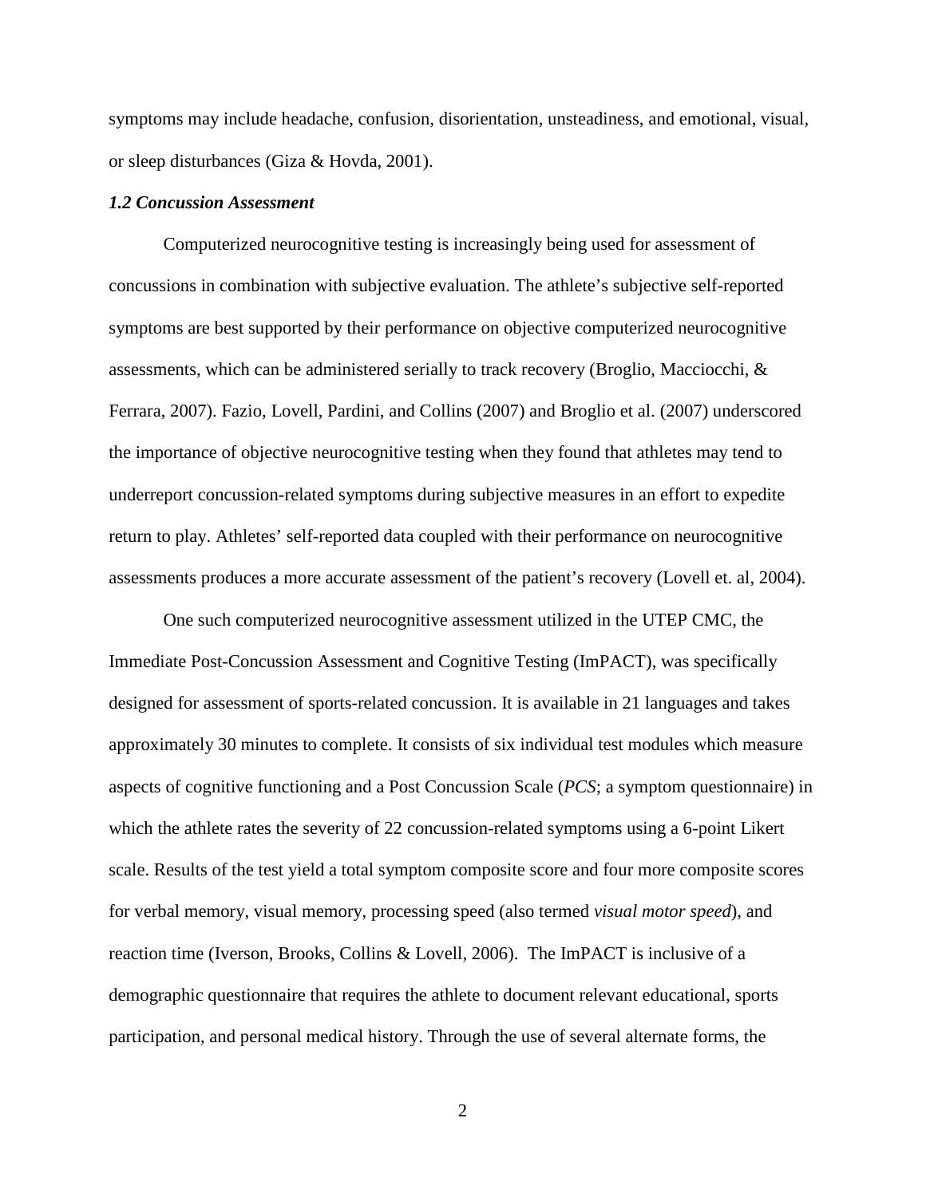symptoms may include headache, confusion, disorientation, unsteadiness, and emotional, visual, or sleep disturbances (Giza & Hovda, 2001).

### *1.2 Concussion Assessment*

Computerized neurocognitive testing is increasingly being used for assessment of concussions in combination with subjective evaluation. The athlete's subjective self-reported symptoms are best supported by their performance on objective computerized neurocognitive assessments, which can be administered serially to track recovery (Broglio, Macciocchi, & Ferrara, 2007). Fazio, Lovell, Pardini, and Collins (2007) and Broglio et al. (2007) underscored the importance of objective neurocognitive testing when they found that athletes may tend to underreport concussion-related symptoms during subjective measures in an effort to expedite return to play. Athletes' self-reported data coupled with their performance on neurocognitive assessments produces a more accurate assessment of the patient's recovery (Lovell et. al, 2004).

One such computerized neurocognitive assessment utilized in the UTEP CMC, the Immediate Post-Concussion Assessment and Cognitive Testing (ImPACT), was specifically designed for assessment of sports-related concussion. It is available in 21 languages and takes approximately 30 minutes to complete. It consists of six individual test modules which measure aspects of cognitive functioning and a Post Concussion Scale (*PCS*; a symptom questionnaire) in which the athlete rates the severity of 22 concussion-related symptoms using a 6-point Likert scale. Results of the test yield a total symptom composite score and four more composite scores for verbal memory, visual memory, processing speed (also termed *visual motor speed*), and reaction time (Iverson, Brooks, Collins & Lovell, 2006). The ImPACT is inclusive of a demographic questionnaire that requires the athlete to document relevant educational, sports participation, and personal medical history. Through the use of several alternate forms, the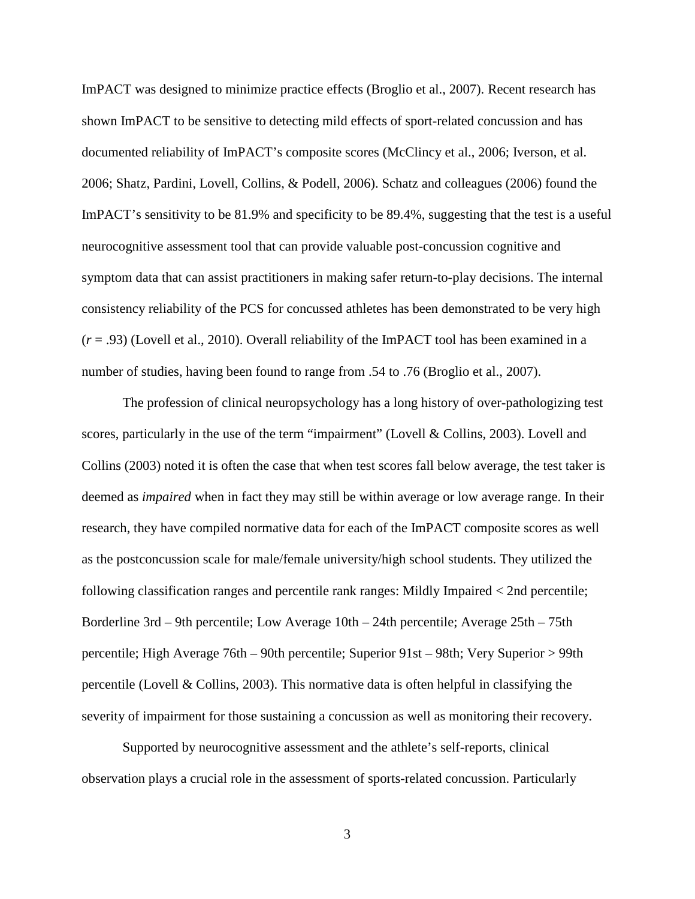ImPACT was designed to minimize practice effects (Broglio et al., 2007). Recent research has shown ImPACT to be sensitive to detecting mild effects of sport-related concussion and has documented reliability of ImPACT's composite scores (McClincy et al., 2006; Iverson, et al. 2006; Shatz, Pardini, Lovell, Collins, & Podell, 2006). Schatz and colleagues (2006) found the ImPACT's sensitivity to be 81.9% and specificity to be 89.4%, suggesting that the test is a useful neurocognitive assessment tool that can provide valuable post-concussion cognitive and symptom data that can assist practitioners in making safer return-to-play decisions. The internal consistency reliability of the PCS for concussed athletes has been demonstrated to be very high ($r$ = .93) (Lovell et al., 2010). Overall reliability of the ImPACT tool has been examined in a number of studies, having been found to range from .54 to .76 (Broglio et al., 2007).

The profession of clinical neuropsychology has a long history of over-pathologizing test scores, particularly in the use of the term "impairment" (Lovell & Collins, 2003). Lovell and Collins (2003) noted it is often the case that when test scores fall below average, the test taker is deemed as *impaired* when in fact they may still be within average or low average range. In their research, they have compiled normative data for each of the ImPACT composite scores as well as the postconcussion scale for male/female university/high school students. They utilized the following classification ranges and percentile rank ranges: Mildly Impaired < 2nd percentile; Borderline 3rd – 9th percentile; Low Average 10th – 24th percentile; Average 25th – 75th percentile; High Average 76th – 90th percentile; Superior 91st – 98th; Very Superior > 99th percentile (Lovell & Collins, 2003). This normative data is often helpful in classifying the severity of impairment for those sustaining a concussion as well as monitoring their recovery.

Supported by neurocognitive assessment and the athlete's self-reports, clinical observation plays a crucial role in the assessment of sports-related concussion. Particularly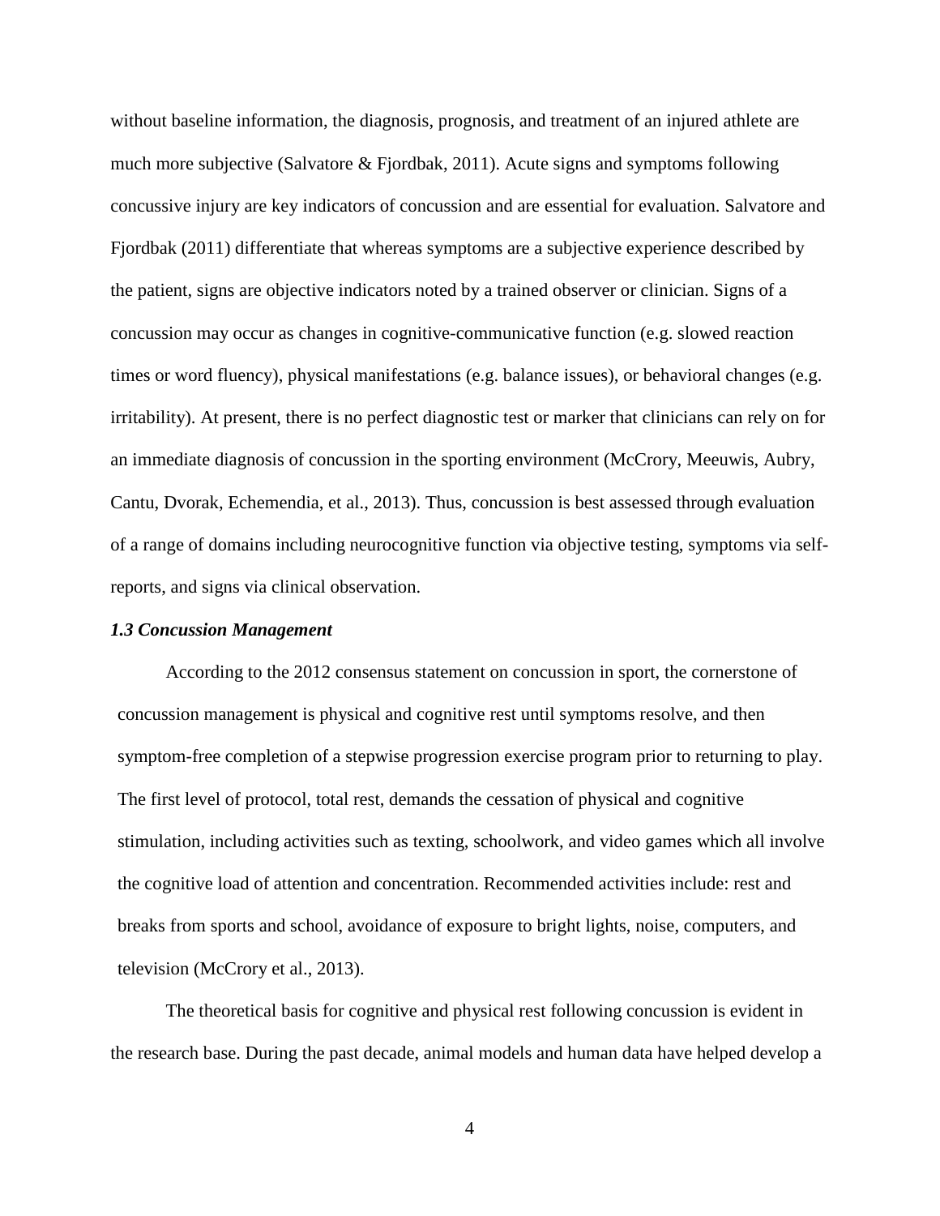without baseline information, the diagnosis, prognosis, and treatment of an injured athlete are much more subjective (Salvatore & Fjordbak, 2011). Acute signs and symptoms following concussive injury are key indicators of concussion and are essential for evaluation. Salvatore and Fjordbak (2011) differentiate that whereas symptoms are a subjective experience described by the patient, signs are objective indicators noted by a trained observer or clinician. Signs of a concussion may occur as changes in cognitive-communicative function (e.g. slowed reaction times or word fluency), physical manifestations (e.g. balance issues), or behavioral changes (e.g. irritability). At present, there is no perfect diagnostic test or marker that clinicians can rely on for an immediate diagnosis of concussion in the sporting environment (McCrory, Meeuwis, Aubry, Cantu, Dvorak, Echemendia, et al., 2013). Thus, concussion is best assessed through evaluation of a range of domains including neurocognitive function via objective testing, symptoms via self-reports, and signs via clinical observation.

### *1.3 Concussion Management*

According to the 2012 consensus statement on concussion in sport, the cornerstone of concussion management is physical and cognitive rest until symptoms resolve, and then symptom-free completion of a stepwise progression exercise program prior to returning to play. The first level of protocol, total rest, demands the cessation of physical and cognitive stimulation, including activities such as texting, schoolwork, and video games which all involve the cognitive load of attention and concentration. Recommended activities include: rest and breaks from sports and school, avoidance of exposure to bright lights, noise, computers, and television (McCrory et al., 2013).

The theoretical basis for cognitive and physical rest following concussion is evident in the research base. During the past decade, animal models and human data have helped develop a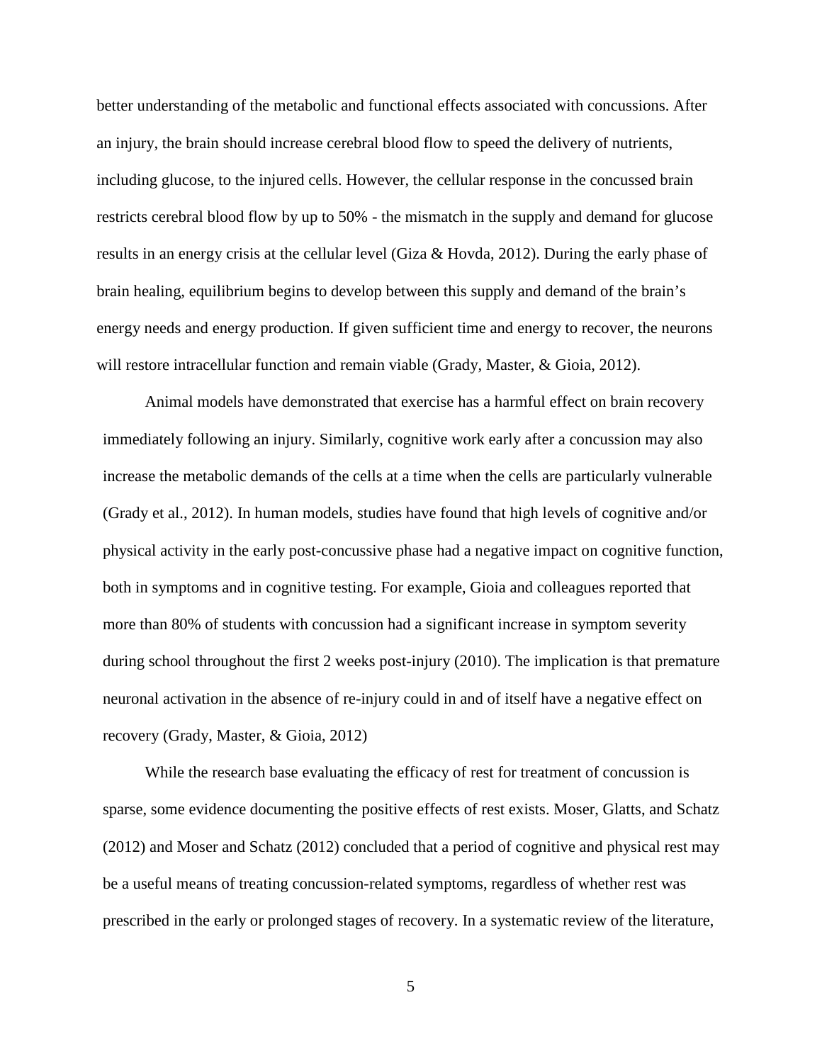better understanding of the metabolic and functional effects associated with concussions. After an injury, the brain should increase cerebral blood flow to speed the delivery of nutrients, including glucose, to the injured cells. However, the cellular response in the concussed brain restricts cerebral blood flow by up to 50% - the mismatch in the supply and demand for glucose results in an energy crisis at the cellular level (Giza & Hovda, 2012). During the early phase of brain healing, equilibrium begins to develop between this supply and demand of the brain's energy needs and energy production. If given sufficient time and energy to recover, the neurons will restore intracellular function and remain viable (Grady, Master, & Gioia, 2012).

Animal models have demonstrated that exercise has a harmful effect on brain recovery immediately following an injury. Similarly, cognitive work early after a concussion may also increase the metabolic demands of the cells at a time when the cells are particularly vulnerable (Grady et al., 2012). In human models, studies have found that high levels of cognitive and/or physical activity in the early post-concussive phase had a negative impact on cognitive function, both in symptoms and in cognitive testing. For example, Gioia and colleagues reported that more than 80% of students with concussion had a significant increase in symptom severity during school throughout the first 2 weeks post-injury (2010). The implication is that premature neuronal activation in the absence of re-injury could in and of itself have a negative effect on recovery (Grady, Master, & Gioia, 2012)

While the research base evaluating the efficacy of rest for treatment of concussion is sparse, some evidence documenting the positive effects of rest exists. Moser, Glatts, and Schatz (2012) and Moser and Schatz (2012) concluded that a period of cognitive and physical rest may be a useful means of treating concussion-related symptoms, regardless of whether rest was prescribed in the early or prolonged stages of recovery. In a systematic review of the literature,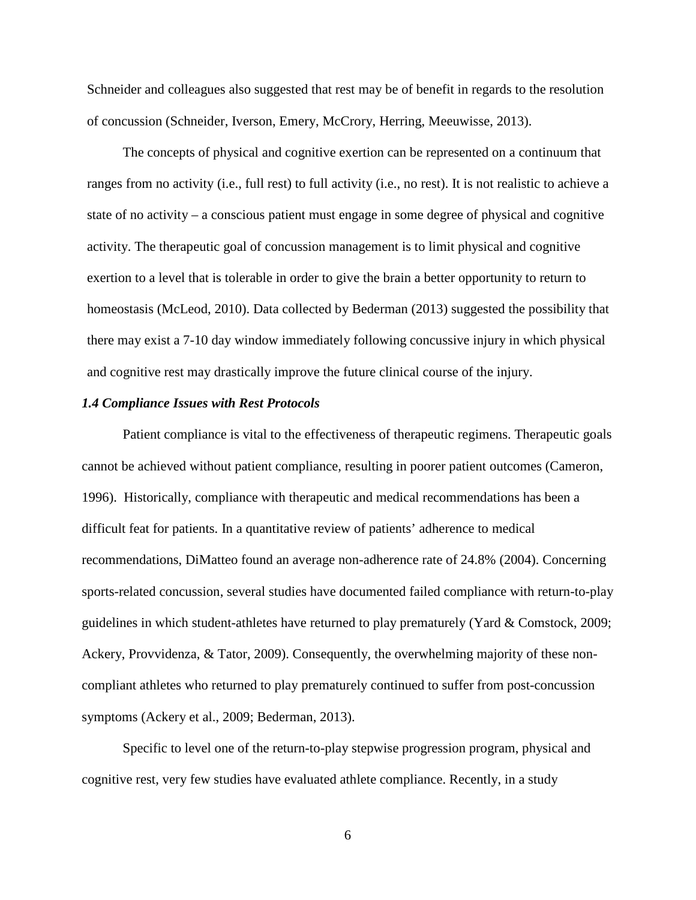Schneider and colleagues also suggested that rest may be of benefit in regards to the resolution of concussion (Schneider, Iverson, Emery, McCrory, Herring, Meeuwisse, 2013).

The concepts of physical and cognitive exertion can be represented on a continuum that ranges from no activity (i.e., full rest) to full activity (i.e., no rest). It is not realistic to achieve a state of no activity – a conscious patient must engage in some degree of physical and cognitive activity. The therapeutic goal of concussion management is to limit physical and cognitive exertion to a level that is tolerable in order to give the brain a better opportunity to return to homeostasis (McLeod, 2010). Data collected by Bederman (2013) suggested the possibility that there may exist a 7-10 day window immediately following concussive injury in which physical and cognitive rest may drastically improve the future clinical course of the injury.

### *1.4 Compliance Issues with Rest Protocols*

Patient compliance is vital to the effectiveness of therapeutic regimens. Therapeutic goals cannot be achieved without patient compliance, resulting in poorer patient outcomes (Cameron, 1996). Historically, compliance with therapeutic and medical recommendations has been a difficult feat for patients. In a quantitative review of patients' adherence to medical recommendations, DiMatteo found an average non-adherence rate of 24.8% (2004). Concerning sports-related concussion, several studies have documented failed compliance with return-to-play guidelines in which student-athletes have returned to play prematurely (Yard & Comstock, 2009; Ackery, Provvidenza, & Tator, 2009). Consequently, the overwhelming majority of these non-compliant athletes who returned to play prematurely continued to suffer from post-concussion symptoms (Ackery et al., 2009; Bederman, 2013).

Specific to level one of the return-to-play stepwise progression program, physical and cognitive rest, very few studies have evaluated athlete compliance. Recently, in a study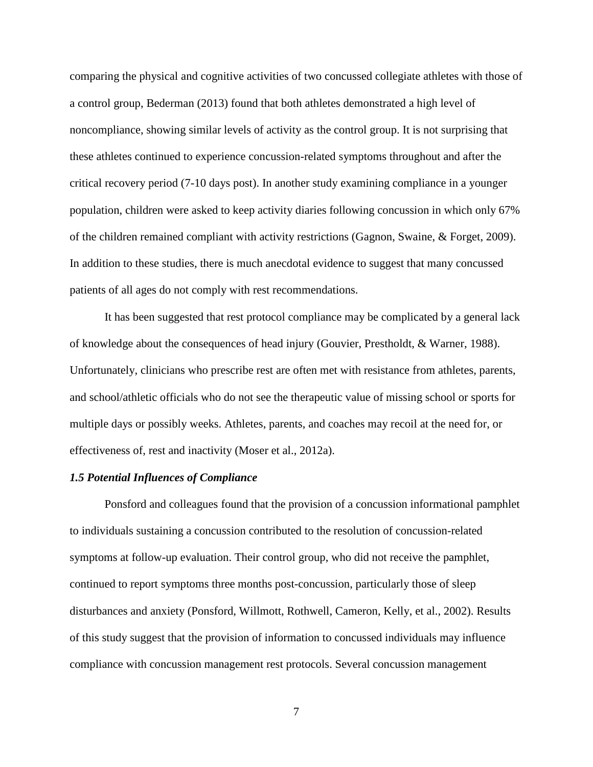comparing the physical and cognitive activities of two concussed collegiate athletes with those of a control group, Bederman (2013) found that both athletes demonstrated a high level of noncompliance, showing similar levels of activity as the control group. It is not surprising that these athletes continued to experience concussion-related symptoms throughout and after the critical recovery period (7-10 days post). In another study examining compliance in a younger population, children were asked to keep activity diaries following concussion in which only 67% of the children remained compliant with activity restrictions (Gagnon, Swaine, & Forget, 2009). In addition to these studies, there is much anecdotal evidence to suggest that many concussed patients of all ages do not comply with rest recommendations.

It has been suggested that rest protocol compliance may be complicated by a general lack of knowledge about the consequences of head injury (Gouvier, Prestholdt, & Warner, 1988). Unfortunately, clinicians who prescribe rest are often met with resistance from athletes, parents, and school/athletic officials who do not see the therapeutic value of missing school or sports for multiple days or possibly weeks. Athletes, parents, and coaches may recoil at the need for, or effectiveness of, rest and inactivity (Moser et al., 2012a).

### *1.5 Potential Influences of Compliance*

Ponsford and colleagues found that the provision of a concussion informational pamphlet to individuals sustaining a concussion contributed to the resolution of concussion-related symptoms at follow-up evaluation. Their control group, who did not receive the pamphlet, continued to report symptoms three months post-concussion, particularly those of sleep disturbances and anxiety (Ponsford, Willmott, Rothwell, Cameron, Kelly, et al., 2002). Results of this study suggest that the provision of information to concussed individuals may influence compliance with concussion management rest protocols. Several concussion management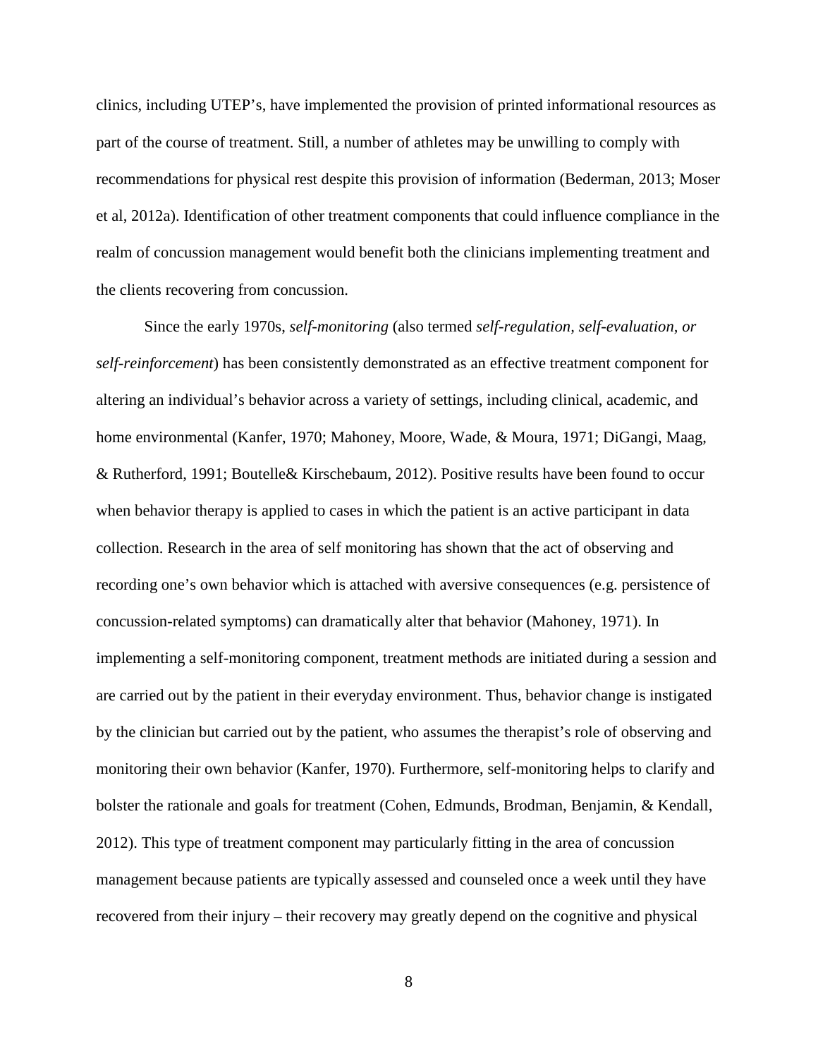clinics, including UTEP's, have implemented the provision of printed informational resources as part of the course of treatment. Still, a number of athletes may be unwilling to comply with recommendations for physical rest despite this provision of information (Bederman, 2013; Moser et al, 2012a). Identification of other treatment components that could influence compliance in the realm of concussion management would benefit both the clinicians implementing treatment and the clients recovering from concussion.

Since the early 1970s, *self-monitoring* (also termed *self-regulation, self-evaluation, or self-reinforcement*) has been consistently demonstrated as an effective treatment component for altering an individual's behavior across a variety of settings, including clinical, academic, and home environmental (Kanfer, 1970; Mahoney, Moore, Wade, & Moura, 1971; DiGangi, Maag, & Rutherford, 1991; Boutelle& Kirschebaum, 2012). Positive results have been found to occur when behavior therapy is applied to cases in which the patient is an active participant in data collection. Research in the area of self monitoring has shown that the act of observing and recording one's own behavior which is attached with aversive consequences (e.g. persistence of concussion-related symptoms) can dramatically alter that behavior (Mahoney, 1971). In implementing a self-monitoring component, treatment methods are initiated during a session and are carried out by the patient in their everyday environment. Thus, behavior change is instigated by the clinician but carried out by the patient, who assumes the therapist's role of observing and monitoring their own behavior (Kanfer, 1970). Furthermore, self-monitoring helps to clarify and bolster the rationale and goals for treatment (Cohen, Edmunds, Brodman, Benjamin, & Kendall, 2012). This type of treatment component may particularly fitting in the area of concussion management because patients are typically assessed and counseled once a week until they have recovered from their injury – their recovery may greatly depend on the cognitive and physical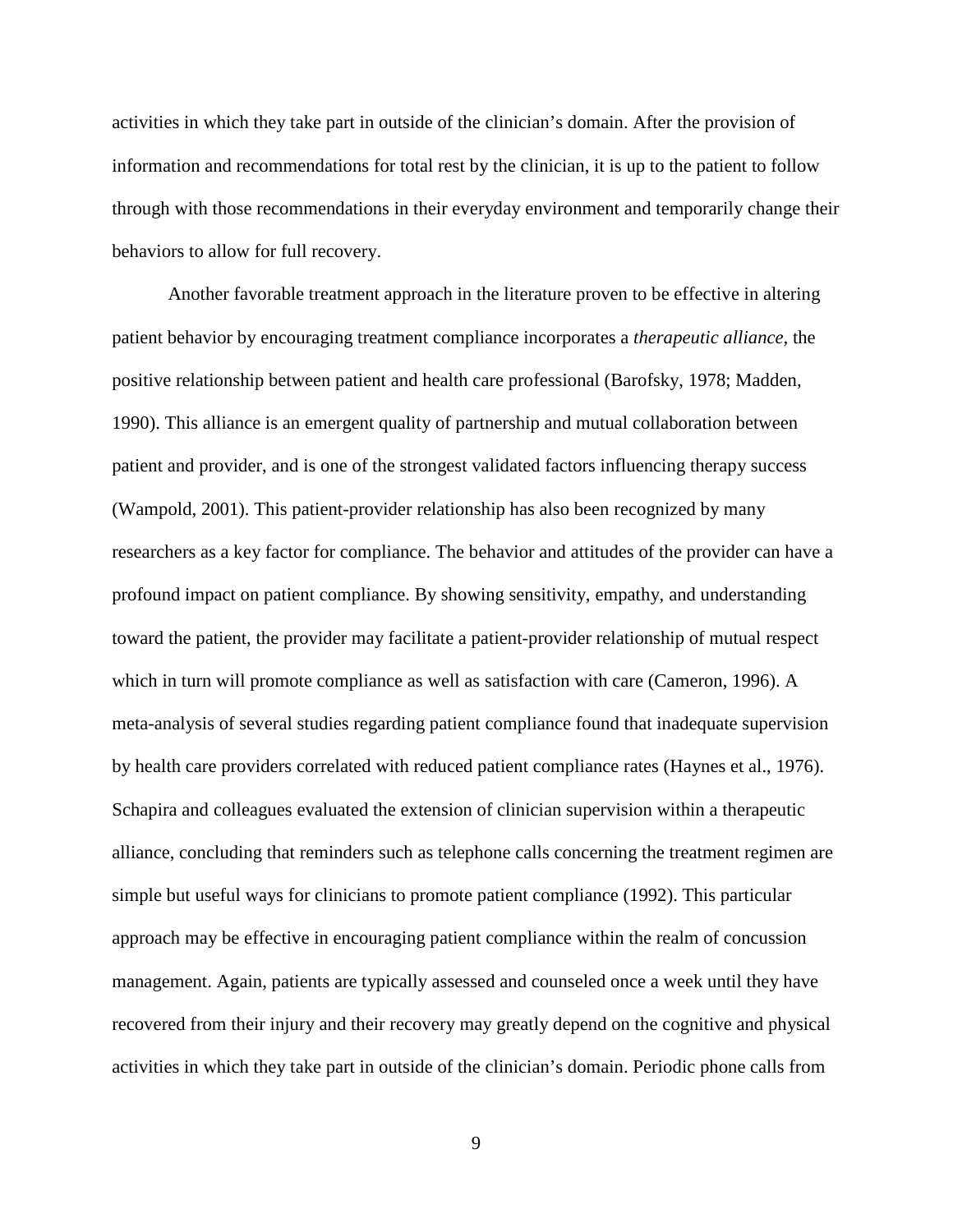activities in which they take part in outside of the clinician's domain. After the provision of information and recommendations for total rest by the clinician, it is up to the patient to follow through with those recommendations in their everyday environment and temporarily change their behaviors to allow for full recovery.

Another favorable treatment approach in the literature proven to be effective in altering patient behavior by encouraging treatment compliance incorporates a *therapeutic alliance*, the positive relationship between patient and health care professional (Barofsky, 1978; Madden, 1990). This alliance is an emergent quality of partnership and mutual collaboration between patient and provider, and is one of the strongest validated factors influencing therapy success (Wampold, 2001). This patient-provider relationship has also been recognized by many researchers as a key factor for compliance. The behavior and attitudes of the provider can have a profound impact on patient compliance. By showing sensitivity, empathy, and understanding toward the patient, the provider may facilitate a patient-provider relationship of mutual respect which in turn will promote compliance as well as satisfaction with care (Cameron, 1996). A meta-analysis of several studies regarding patient compliance found that inadequate supervision by health care providers correlated with reduced patient compliance rates (Haynes et al., 1976). Schapira and colleagues evaluated the extension of clinician supervision within a therapeutic alliance, concluding that reminders such as telephone calls concerning the treatment regimen are simple but useful ways for clinicians to promote patient compliance (1992). This particular approach may be effective in encouraging patient compliance within the realm of concussion management. Again, patients are typically assessed and counseled once a week until they have recovered from their injury and their recovery may greatly depend on the cognitive and physical activities in which they take part in outside of the clinician's domain. Periodic phone calls from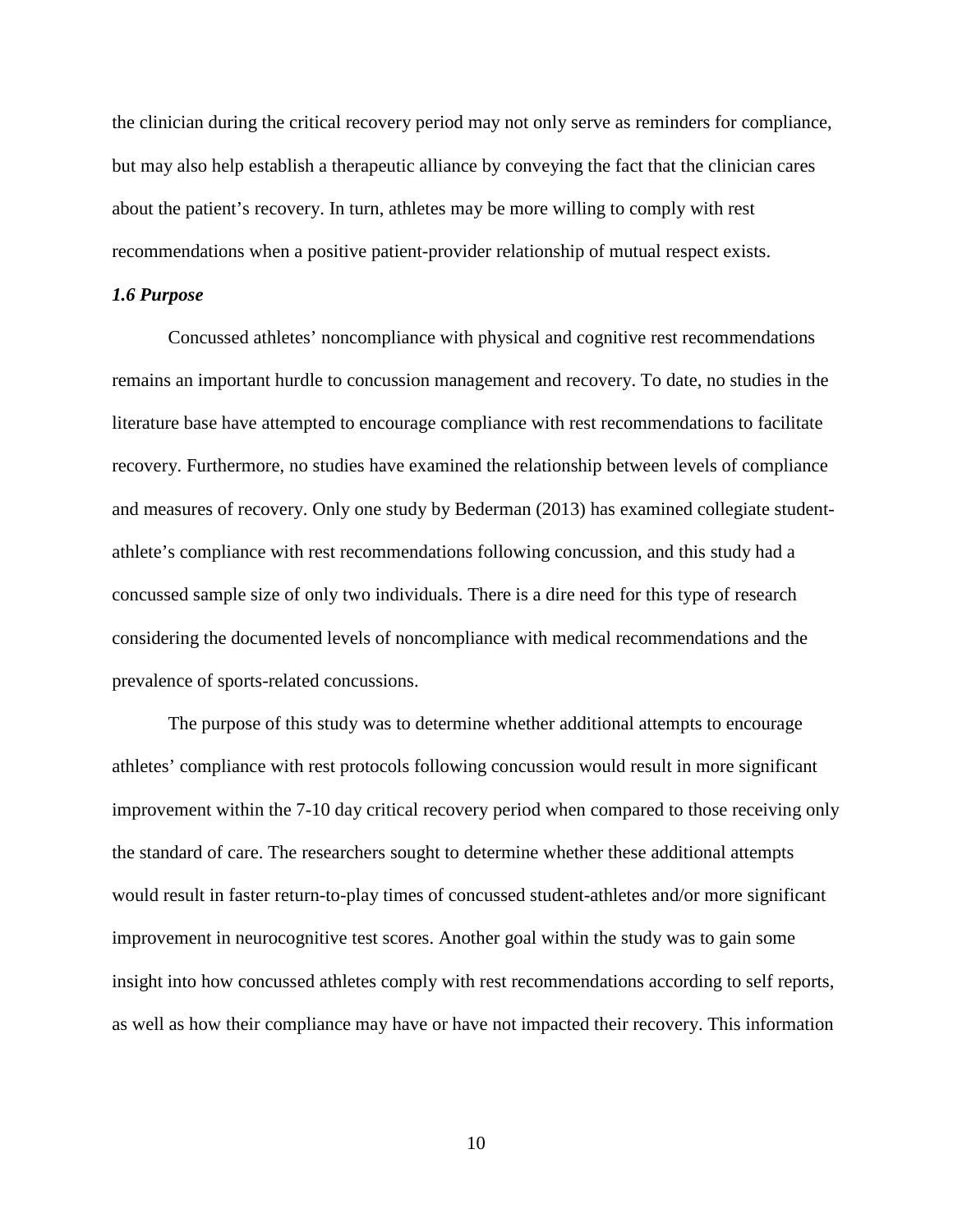the clinician during the critical recovery period may not only serve as reminders for compliance, but may also help establish a therapeutic alliance by conveying the fact that the clinician cares about the patient's recovery. In turn, athletes may be more willing to comply with rest recommendations when a positive patient-provider relationship of mutual respect exists.

### *1.6 Purpose*

Concussed athletes' noncompliance with physical and cognitive rest recommendations remains an important hurdle to concussion management and recovery. To date, no studies in the literature base have attempted to encourage compliance with rest recommendations to facilitate recovery. Furthermore, no studies have examined the relationship between levels of compliance and measures of recovery. Only one study by Bederman (2013) has examined collegiate student-athlete's compliance with rest recommendations following concussion, and this study had a concussed sample size of only two individuals. There is a dire need for this type of research considering the documented levels of noncompliance with medical recommendations and the prevalence of sports-related concussions.

The purpose of this study was to determine whether additional attempts to encourage athletes' compliance with rest protocols following concussion would result in more significant improvement within the 7-10 day critical recovery period when compared to those receiving only the standard of care. The researchers sought to determine whether these additional attempts would result in faster return-to-play times of concussed student-athletes and/or more significant improvement in neurocognitive test scores. Another goal within the study was to gain some insight into how concussed athletes comply with rest recommendations according to self reports, as well as how their compliance may have or have not impacted their recovery. This information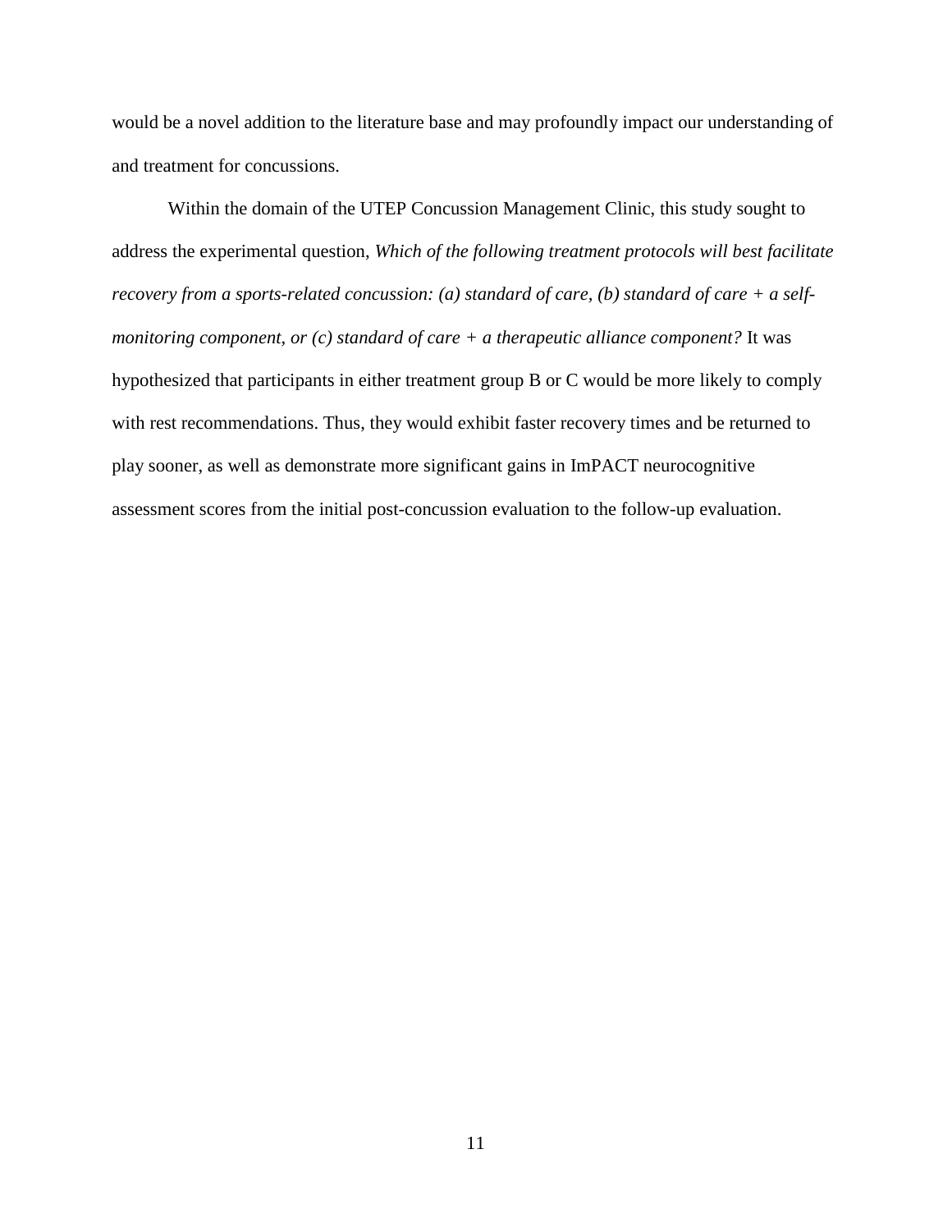would be a novel addition to the literature base and may profoundly impact our understanding of and treatment for concussions.

Within the domain of the UTEP Concussion Management Clinic, this study sought to address the experimental question, *Which of the following treatment protocols will best facilitate recovery from a sports-related concussion: (a) standard of care, (b) standard of care + a self-monitoring component, or (c) standard of care + a therapeutic alliance component?* It was hypothesized that participants in either treatment group B or C would be more likely to comply with rest recommendations. Thus, they would exhibit faster recovery times and be returned to play sooner, as well as demonstrate more significant gains in ImPACT neurocognitive assessment scores from the initial post-concussion evaluation to the follow-up evaluation.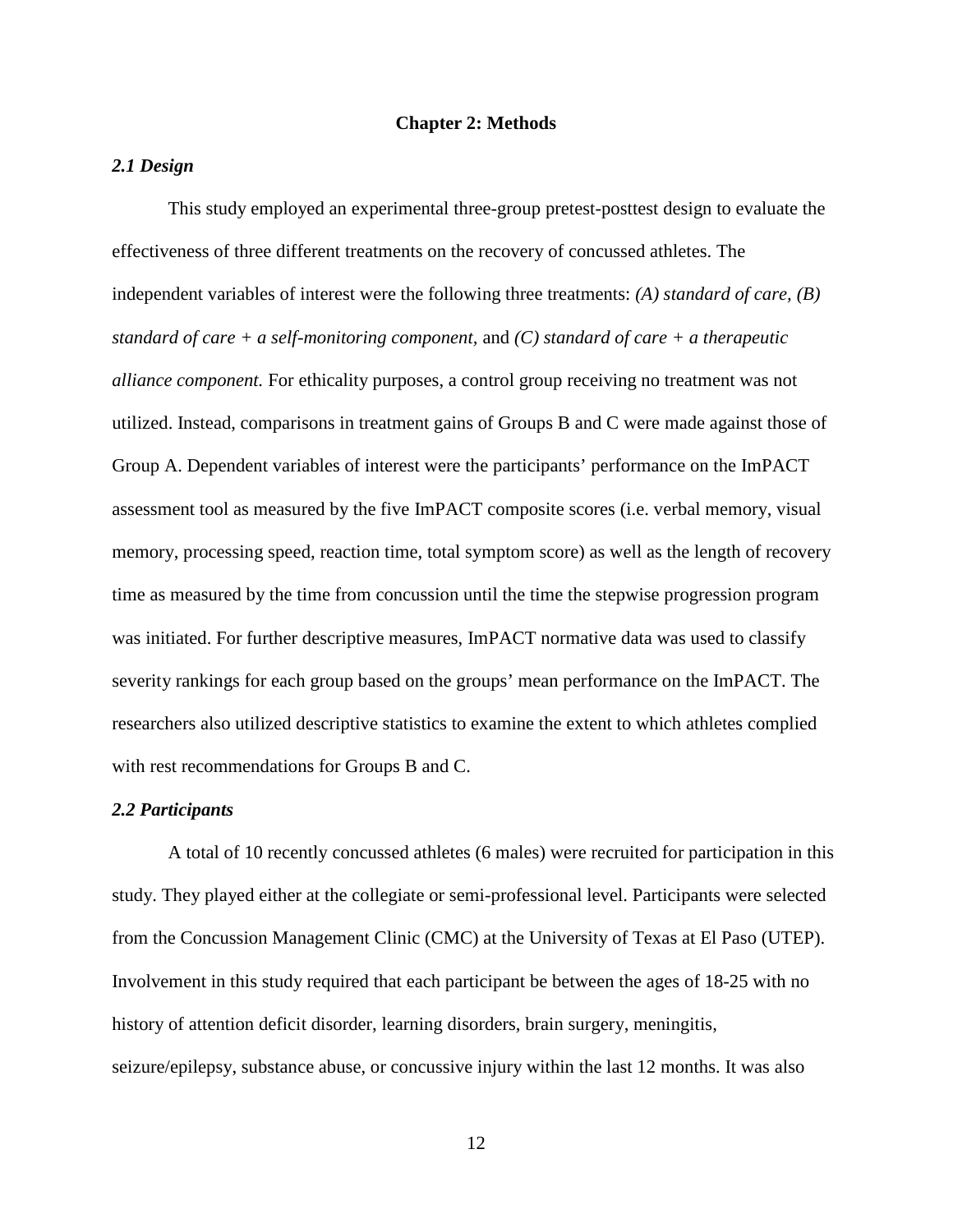## Chapter 2: Methods

### *2.1 Design*

This study employed an experimental three-group pretest-posttest design to evaluate the effectiveness of three different treatments on the recovery of concussed athletes. The independent variables of interest were the following three treatments: *(A) standard of care, (B) standard of care + a self-monitoring component,* and *(C) standard of care + a therapeutic alliance component.* For ethicality purposes, a control group receiving no treatment was not utilized. Instead, comparisons in treatment gains of Groups B and C were made against those of Group A. Dependent variables of interest were the participants' performance on the ImPACT assessment tool as measured by the five ImPACT composite scores (i.e. verbal memory, visual memory, processing speed, reaction time, total symptom score) as well as the length of recovery time as measured by the time from concussion until the time the stepwise progression program was initiated. For further descriptive measures, ImPACT normative data was used to classify severity rankings for each group based on the groups' mean performance on the ImPACT. The researchers also utilized descriptive statistics to examine the extent to which athletes complied with rest recommendations for Groups B and C.

### *2.2 Participants*

A total of 10 recently concussed athletes (6 males) were recruited for participation in this study. They played either at the collegiate or semi-professional level. Participants were selected from the Concussion Management Clinic (CMC) at the University of Texas at El Paso (UTEP). Involvement in this study required that each participant be between the ages of 18-25 with no history of attention deficit disorder, learning disorders, brain surgery, meningitis, seizure/epilepsy, substance abuse, or concussive injury within the last 12 months. It was also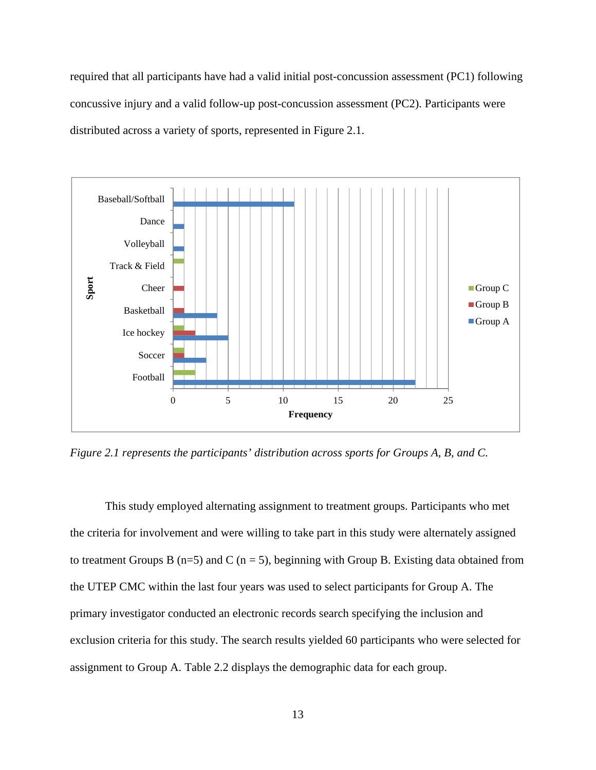required that all participants have had a valid initial post-concussion assessment (PC1) following concussive injury and a valid follow-up post-concussion assessment (PC2). Participants were distributed across a variety of sports, represented in Figure 2.1.

*Figure 2.1 represents the participants' distribution across sports for Groups A, B, and C.*

This study employed alternating assignment to treatment groups. Participants who met the criteria for involvement and were willing to take part in this study were alternately assigned to treatment Groups B (n=5) and C (n = 5), beginning with Group B. Existing data obtained from the UTEP CMC within the last four years was used to select participants for Group A. The primary investigator conducted an electronic records search specifying the inclusion and exclusion criteria for this study. The search results yielded 60 participants who were selected for assignment to Group A. Table 2.2 displays the demographic data for each group.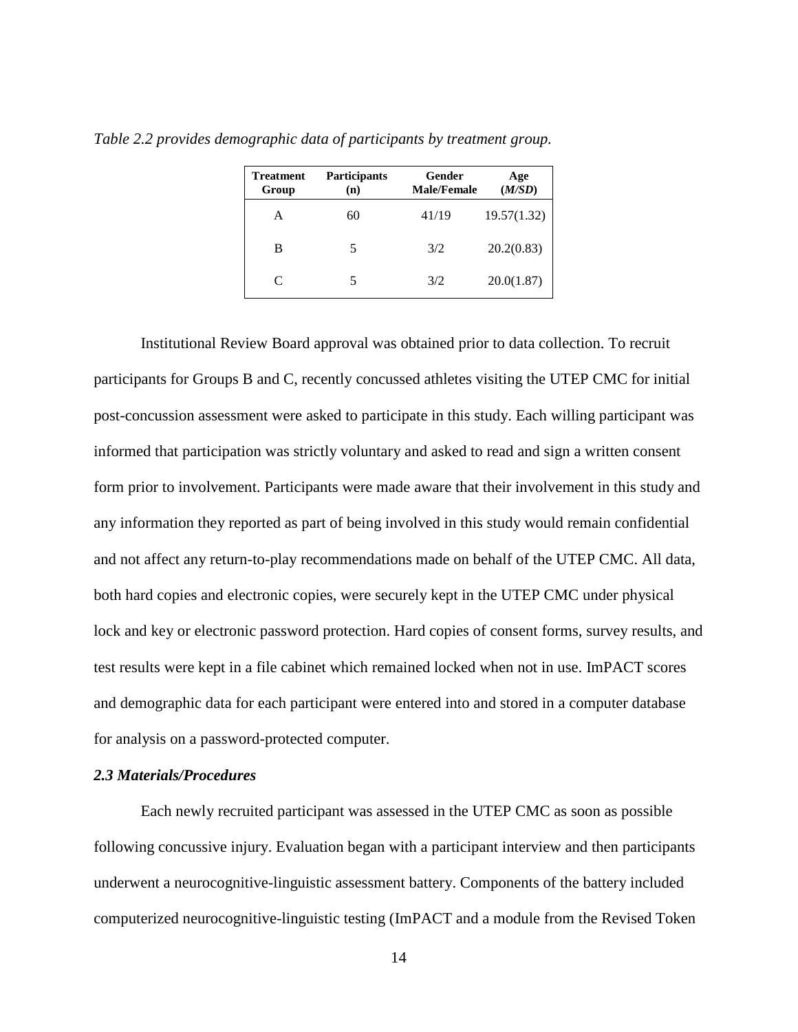*Table 2.2 provides demographic data of participants by treatment group.*

| Treatment Group | Participants (n) | Gender Male/Female | Age (*M/SD*) |
|---|---|---|---|
| A | 60 | 41/19 | 19.57(1.32) |
| B | 5 | 3/2 | 20.2(0.83) |
| C | 5 | 3/2 | 20.0(1.87) |

Institutional Review Board approval was obtained prior to data collection. To recruit participants for Groups B and C, recently concussed athletes visiting the UTEP CMC for initial post-concussion assessment were asked to participate in this study. Each willing participant was informed that participation was strictly voluntary and asked to read and sign a written consent form prior to involvement. Participants were made aware that their involvement in this study and any information they reported as part of being involved in this study would remain confidential and not affect any return-to-play recommendations made on behalf of the UTEP CMC. All data, both hard copies and electronic copies, were securely kept in the UTEP CMC under physical lock and key or electronic password protection. Hard copies of consent forms, survey results, and test results were kept in a file cabinet which remained locked when not in use. ImPACT scores and demographic data for each participant were entered into and stored in a computer database for analysis on a password-protected computer.

### *2.3 Materials/Procedures*

Each newly recruited participant was assessed in the UTEP CMC as soon as possible following concussive injury. Evaluation began with a participant interview and then participants underwent a neurocognitive-linguistic assessment battery. Components of the battery included computerized neurocognitive-linguistic testing (ImPACT and a module from the Revised Token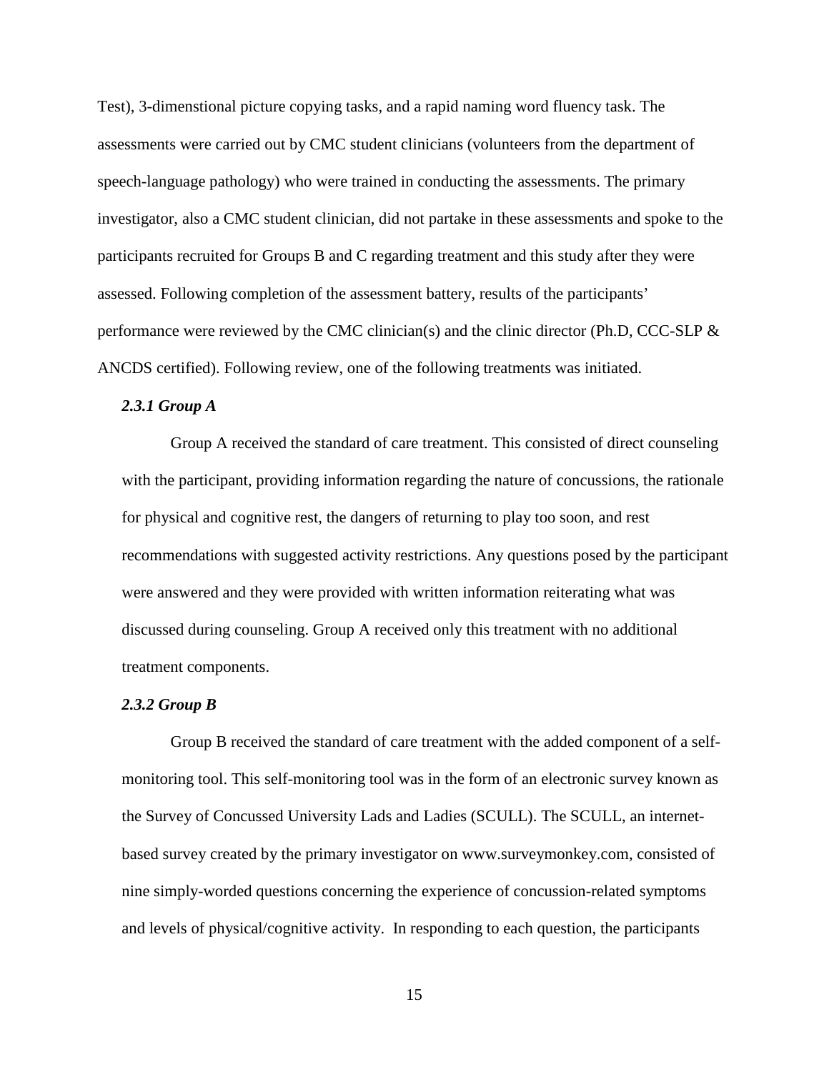Test), 3-dimenstional picture copying tasks, and a rapid naming word fluency task. The assessments were carried out by CMC student clinicians (volunteers from the department of speech-language pathology) who were trained in conducting the assessments. The primary investigator, also a CMC student clinician, did not partake in these assessments and spoke to the participants recruited for Groups B and C regarding treatment and this study after they were assessed. Following completion of the assessment battery, results of the participants' performance were reviewed by the CMC clinician(s) and the clinic director (Ph.D, CCC-SLP & ANCDS certified). Following review, one of the following treatments was initiated.

### *2.3.1 Group A*

Group A received the standard of care treatment. This consisted of direct counseling with the participant, providing information regarding the nature of concussions, the rationale for physical and cognitive rest, the dangers of returning to play too soon, and rest recommendations with suggested activity restrictions. Any questions posed by the participant were answered and they were provided with written information reiterating what was discussed during counseling. Group A received only this treatment with no additional treatment components.

### *2.3.2 Group B*

Group B received the standard of care treatment with the added component of a self-monitoring tool. This self-monitoring tool was in the form of an electronic survey known as the Survey of Concussed University Lads and Ladies (SCULL). The SCULL, an internet-based survey created by the primary investigator on www.surveymonkey.com, consisted of nine simply-worded questions concerning the experience of concussion-related symptoms and levels of physical/cognitive activity. In responding to each question, the participants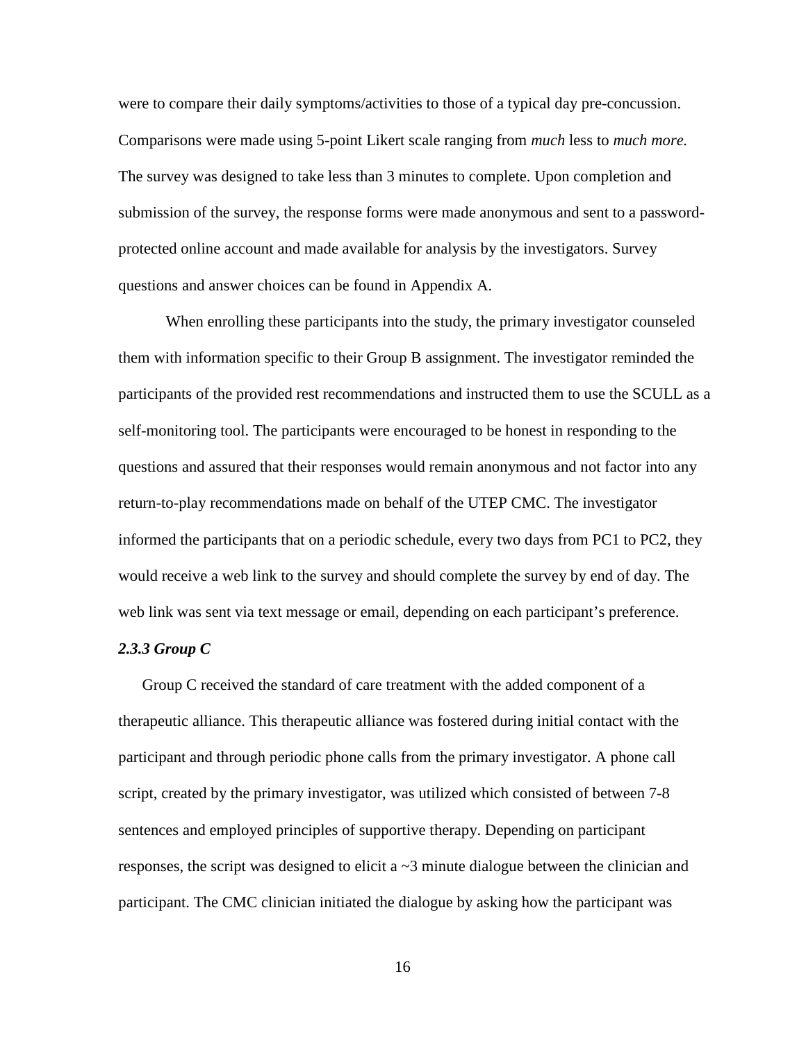were to compare their daily symptoms/activities to those of a typical day pre-concussion. Comparisons were made using 5-point Likert scale ranging from *much* less to *much more.* The survey was designed to take less than 3 minutes to complete. Upon completion and submission of the survey, the response forms were made anonymous and sent to a password-protected online account and made available for analysis by the investigators. Survey questions and answer choices can be found in Appendix A.

When enrolling these participants into the study, the primary investigator counseled them with information specific to their Group B assignment. The investigator reminded the participants of the provided rest recommendations and instructed them to use the SCULL as a self-monitoring tool. The participants were encouraged to be honest in responding to the questions and assured that their responses would remain anonymous and not factor into any return-to-play recommendations made on behalf of the UTEP CMC. The investigator informed the participants that on a periodic schedule, every two days from PC1 to PC2, they would receive a web link to the survey and should complete the survey by end of day. The web link was sent via text message or email, depending on each participant's preference.

### *2.3.3 Group C*

Group C received the standard of care treatment with the added component of a therapeutic alliance. This therapeutic alliance was fostered during initial contact with the participant and through periodic phone calls from the primary investigator. A phone call script, created by the primary investigator, was utilized which consisted of between 7-8 sentences and employed principles of supportive therapy. Depending on participant responses, the script was designed to elicit a ~3 minute dialogue between the clinician and participant. The CMC clinician initiated the dialogue by asking how the participant was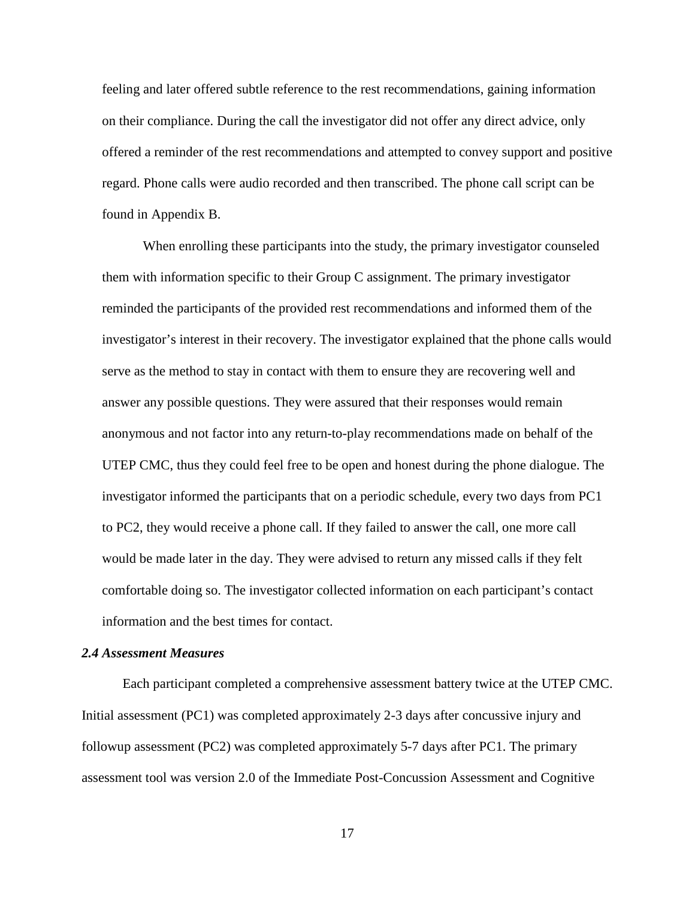feeling and later offered subtle reference to the rest recommendations, gaining information on their compliance. During the call the investigator did not offer any direct advice, only offered a reminder of the rest recommendations and attempted to convey support and positive regard. Phone calls were audio recorded and then transcribed. The phone call script can be found in Appendix B.

When enrolling these participants into the study, the primary investigator counseled them with information specific to their Group C assignment. The primary investigator reminded the participants of the provided rest recommendations and informed them of the investigator's interest in their recovery. The investigator explained that the phone calls would serve as the method to stay in contact with them to ensure they are recovering well and answer any possible questions. They were assured that their responses would remain anonymous and not factor into any return-to-play recommendations made on behalf of the UTEP CMC, thus they could feel free to be open and honest during the phone dialogue. The investigator informed the participants that on a periodic schedule, every two days from PC1 to PC2, they would receive a phone call. If they failed to answer the call, one more call would be made later in the day. They were advised to return any missed calls if they felt comfortable doing so. The investigator collected information on each participant's contact information and the best times for contact.

### *2.4 Assessment Measures*

Each participant completed a comprehensive assessment battery twice at the UTEP CMC. Initial assessment (PC1) was completed approximately 2-3 days after concussive injury and followup assessment (PC2) was completed approximately 5-7 days after PC1. The primary assessment tool was version 2.0 of the Immediate Post-Concussion Assessment and Cognitive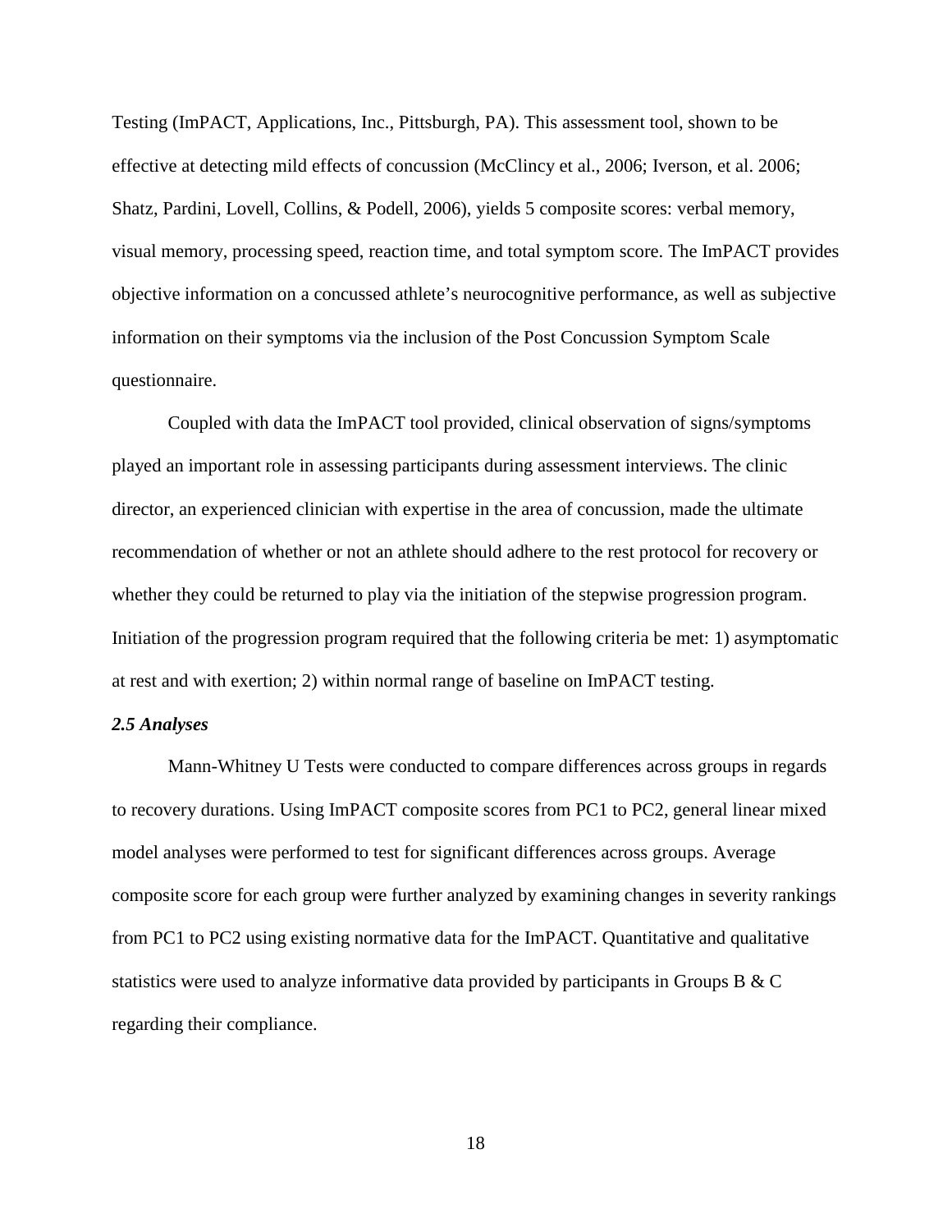Testing (ImPACT, Applications, Inc., Pittsburgh, PA). This assessment tool, shown to be effective at detecting mild effects of concussion (McClincy et al., 2006; Iverson, et al. 2006; Shatz, Pardini, Lovell, Collins, & Podell, 2006), yields 5 composite scores: verbal memory, visual memory, processing speed, reaction time, and total symptom score. The ImPACT provides objective information on a concussed athlete's neurocognitive performance, as well as subjective information on their symptoms via the inclusion of the Post Concussion Symptom Scale questionnaire.

Coupled with data the ImPACT tool provided, clinical observation of signs/symptoms played an important role in assessing participants during assessment interviews. The clinic director, an experienced clinician with expertise in the area of concussion, made the ultimate recommendation of whether or not an athlete should adhere to the rest protocol for recovery or whether they could be returned to play via the initiation of the stepwise progression program. Initiation of the progression program required that the following criteria be met: 1) asymptomatic at rest and with exertion; 2) within normal range of baseline on ImPACT testing.

### *2.5 Analyses*

Mann-Whitney U Tests were conducted to compare differences across groups in regards to recovery durations. Using ImPACT composite scores from PC1 to PC2, general linear mixed model analyses were performed to test for significant differences across groups. Average composite score for each group were further analyzed by examining changes in severity rankings from PC1 to PC2 using existing normative data for the ImPACT. Quantitative and qualitative statistics were used to analyze informative data provided by participants in Groups B & C regarding their compliance.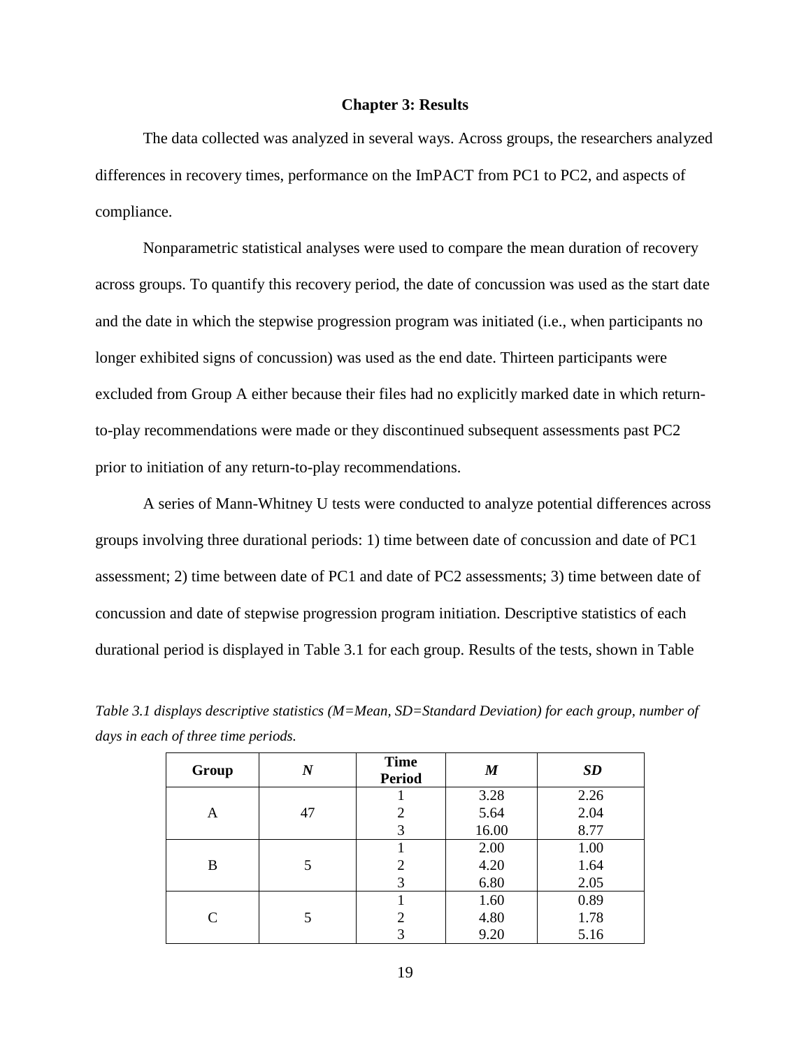## Chapter 3: Results

The data collected was analyzed in several ways. Across groups, the researchers analyzed differences in recovery times, performance on the ImPACT from PC1 to PC2, and aspects of compliance.

Nonparametric statistical analyses were used to compare the mean duration of recovery across groups. To quantify this recovery period, the date of concussion was used as the start date and the date in which the stepwise progression program was initiated (i.e., when participants no longer exhibited signs of concussion) was used as the end date. Thirteen participants were excluded from Group A either because their files had no explicitly marked date in which return-to-play recommendations were made or they discontinued subsequent assessments past PC2 prior to initiation of any return-to-play recommendations.

A series of Mann-Whitney U tests were conducted to analyze potential differences across groups involving three durational periods: 1) time between date of concussion and date of PC1 assessment; 2) time between date of PC1 and date of PC2 assessments; 3) time between date of concussion and date of stepwise progression program initiation. Descriptive statistics of each durational period is displayed in Table 3.1 for each group. Results of the tests, shown in Table

*Table 3.1 displays descriptive statistics (M=Mean, SD=Standard Deviation) for each group, number of days in each of three time periods.*

| Group | *N* | Time Period | *M* | *SD* |
|---|---|---|---|---|
| A | 47 | 1 | 3.28 | 2.26 |
| | | 2 | 5.64 | 2.04 |
| | | 3 | 16.00 | 8.77 |
| B | 5 | 1 | 2.00 | 1.00 |
| | | 2 | 4.20 | 1.64 |
| | | 3 | 6.80 | 2.05 |
| C | 5 | 1 | 1.60 | 0.89 |
| | | 2 | 4.80 | 1.78 |
| | | 3 | 9.20 | 5.16 |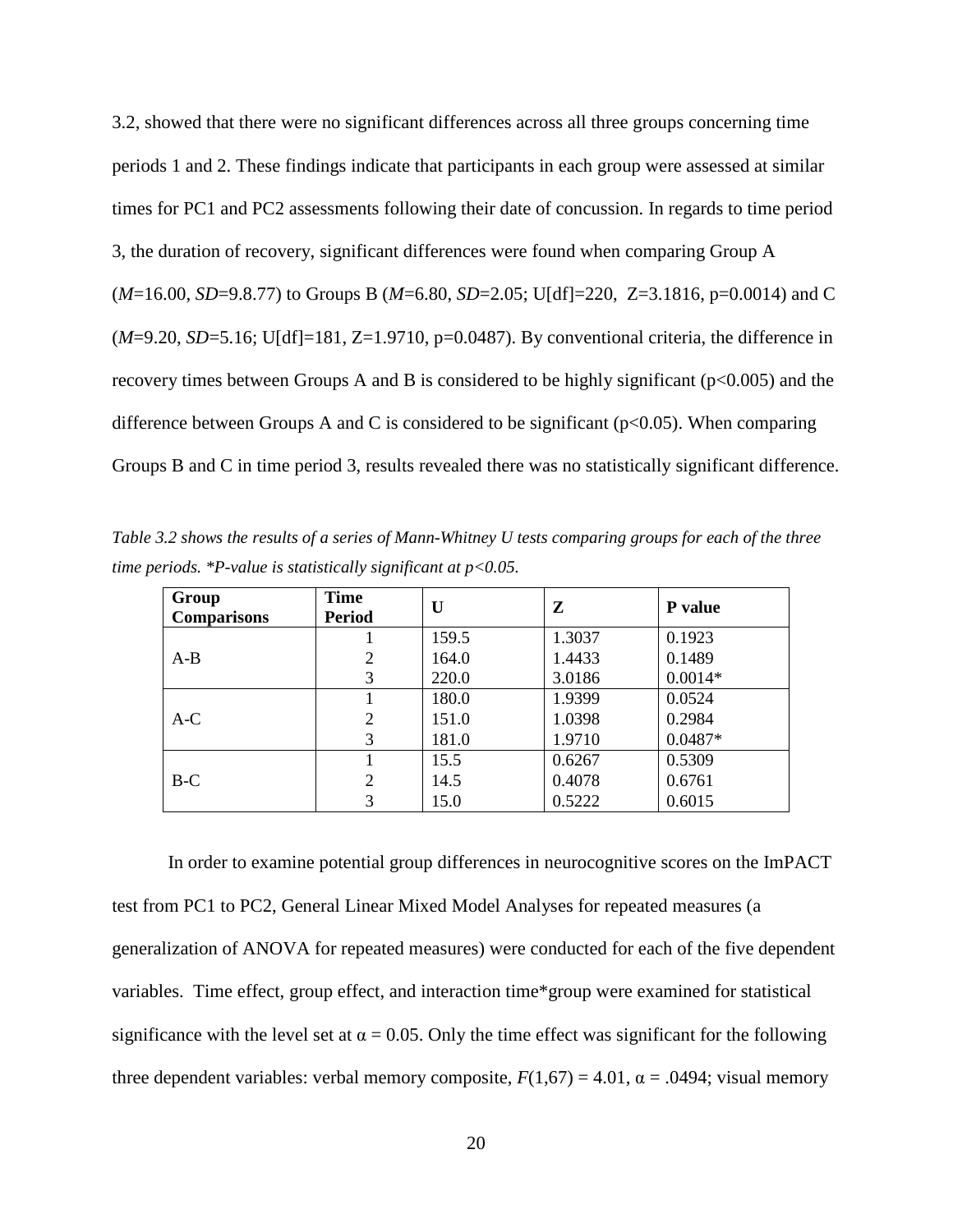3.2, showed that there were no significant differences across all three groups concerning time periods 1 and 2. These findings indicate that participants in each group were assessed at similar times for PC1 and PC2 assessments following their date of concussion. In regards to time period 3, the duration of recovery, significant differences were found when comparing Group A (*M*=16.00, *SD*=9.8.77) to Groups B (*M*=6.80, *SD*=2.05; U[df]=220, Z=3.1816, p=0.0014) and C (*M*=9.20, *SD*=5.16; U[df]=181, Z=1.9710, p=0.0487). By conventional criteria, the difference in recovery times between Groups A and B is considered to be highly significant ($p<0.005$) and the difference between Groups A and C is considered to be significant ($p<0.05$). When comparing Groups B and C in time period 3, results revealed there was no statistically significant difference.

*Table 3.2 shows the results of a series of Mann-Whitney U tests comparing groups for each of the three time periods. *P-value is statistically significant at p<0.05.*

| Group Comparisons | Time Period | U | Z | P value |
|---|---|---|---|---|
| A-B | 1 | 159.5 | 1.3037 | 0.1923 |
| | 2 | 164.0 | 1.4433 | 0.1489 |
| | 3 | 220.0 | 3.0186 | 0.0014* |
| A-C | 1 | 180.0 | 1.9399 | 0.0524 |
| | 2 | 151.0 | 1.0398 | 0.2984 |
| | 3 | 181.0 | 1.9710 | 0.0487* |
| B-C | 1 | 15.5 | 0.6267 | 0.5309 |
| | 2 | 14.5 | 0.4078 | 0.6761 |
| | 3 | 15.0 | 0.5222 | 0.6015 |

In order to examine potential group differences in neurocognitive scores on the ImPACT test from PC1 to PC2, General Linear Mixed Model Analyses for repeated measures (a generalization of ANOVA for repeated measures) were conducted for each of the five dependent variables. Time effect, group effect, and interaction time*group were examined for statistical significance with the level set at $\alpha = 0.05$. Only the time effect was significant for the following three dependent variables: verbal memory composite, $F(1,67) = 4.01$, $\alpha = .0494$; visual memory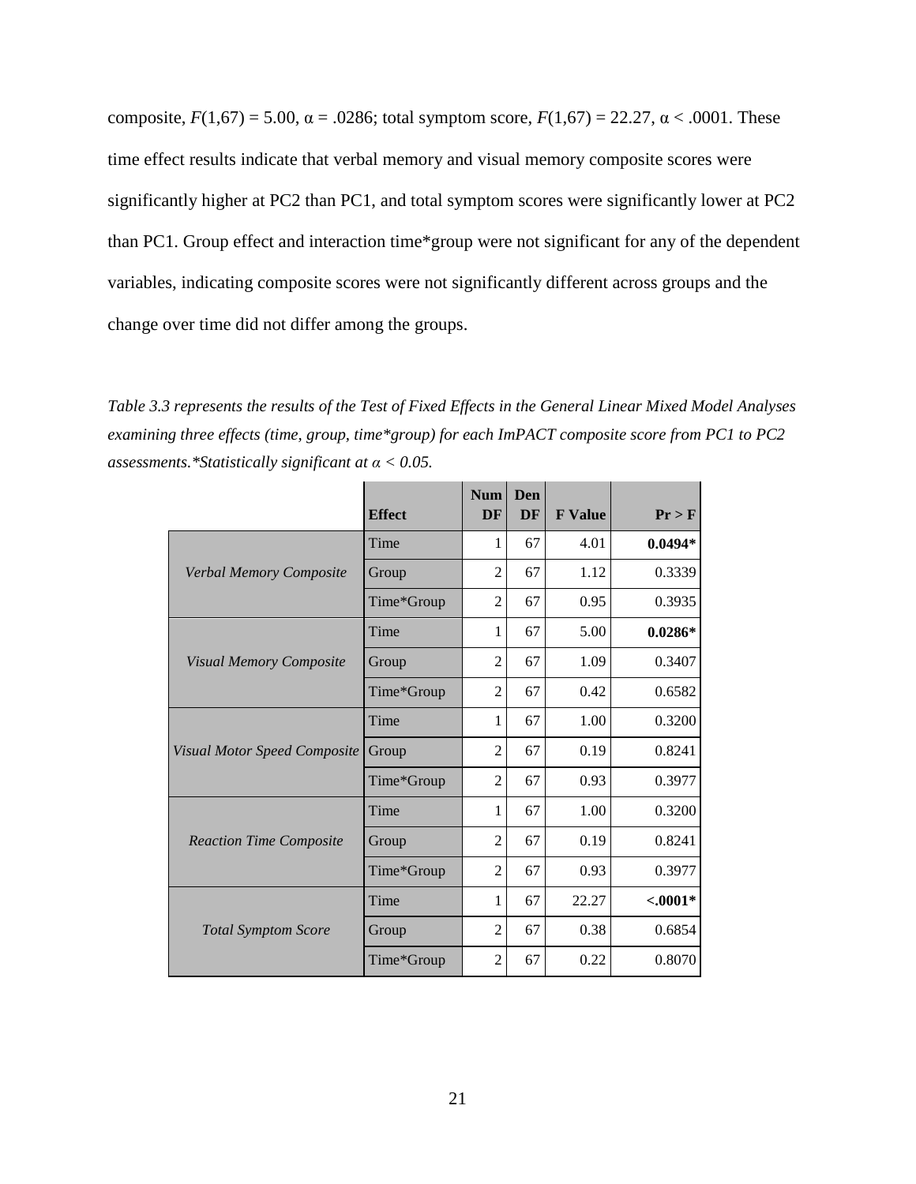composite, $F(1,67) = 5.00$, $\alpha = .0286$; total symptom score, $F(1,67) = 22.27$, $\alpha < .0001$. These time effect results indicate that verbal memory and visual memory composite scores were significantly higher at PC2 than PC1, and total symptom scores were significantly lower at PC2 than PC1. Group effect and interaction time*group were not significant for any of the dependent variables, indicating composite scores were not significantly different across groups and the change over time did not differ among the groups.

*Table 3.3 represents the results of the Test of Fixed Effects in the General Linear Mixed Model Analyses examining three effects (time, group, time*group) for each ImPACT composite score from PC1 to PC2 assessments.*Statistically significant at $\alpha < 0.05$.*

| | Effect | Num DF | Den DF | F Value | Pr > F |
|---|---|---|---|---|---|
| *Verbal Memory Composite* | Time | 1 | 67 | 4.01 | **0.0494*** |
| | Group | 2 | 67 | 1.12 | 0.3339 |
| | Time*Group | 2 | 67 | 0.95 | 0.3935 |
| *Visual Memory Composite* | Time | 1 | 67 | 5.00 | **0.0286*** |
| | Group | 2 | 67 | 1.09 | 0.3407 |
| | Time*Group | 2 | 67 | 0.42 | 0.6582 |
| *Visual Motor Speed Composite* | Time | 1 | 67 | 1.00 | 0.3200 |
| | Group | 2 | 67 | 0.19 | 0.8241 |
| | Time*Group | 2 | 67 | 0.93 | 0.3977 |
| *Reaction Time Composite* | Time | 1 | 67 | 1.00 | 0.3200 |
| | Group | 2 | 67 | 0.19 | 0.8241 |
| | Time*Group | 2 | 67 | 0.93 | 0.3977 |
| *Total Symptom Score* | Time | 1 | 67 | 22.27 | **<.0001*** |
| | Group | 2 | 67 | 0.38 | 0.6854 |
| | Time*Group | 2 | 67 | 0.22 | 0.8070 |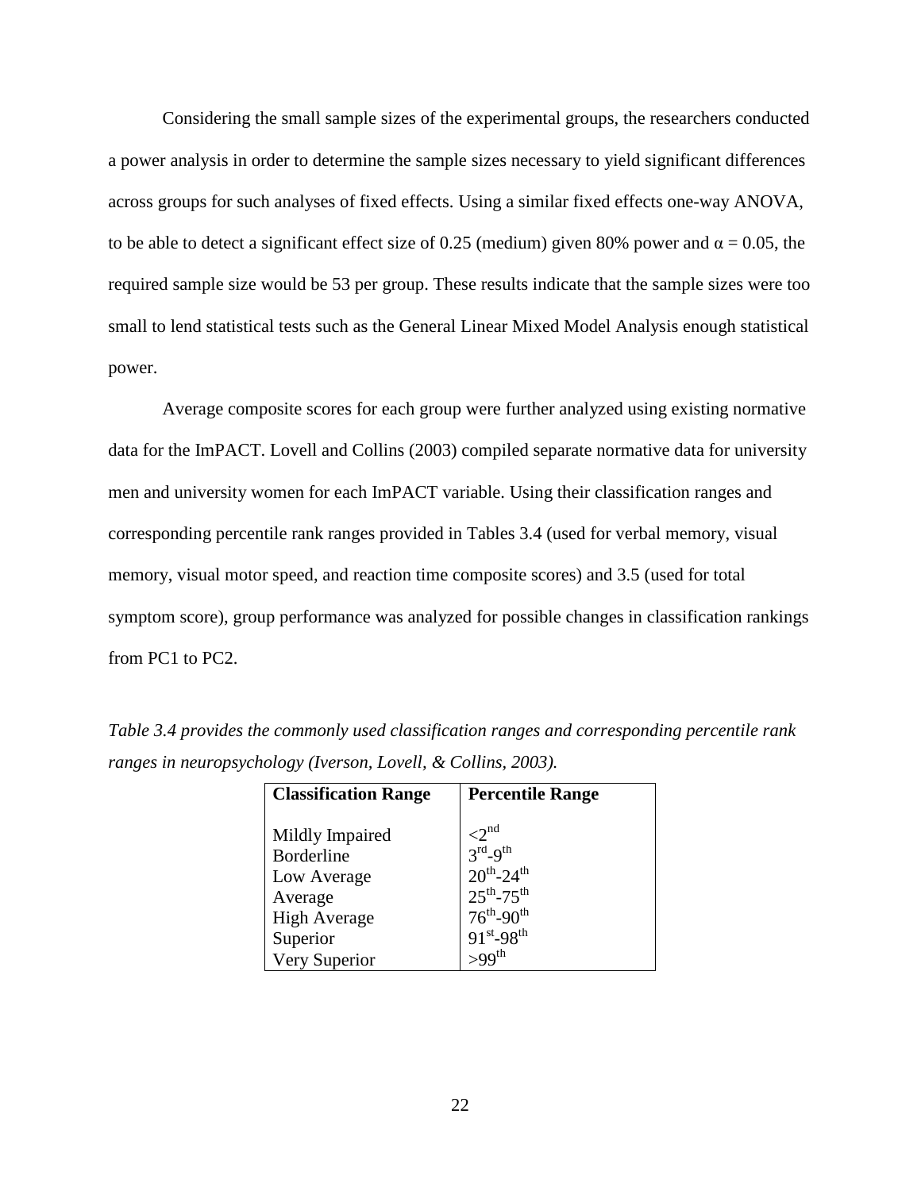Considering the small sample sizes of the experimental groups, the researchers conducted a power analysis in order to determine the sample sizes necessary to yield significant differences across groups for such analyses of fixed effects. Using a similar fixed effects one-way ANOVA, to be able to detect a significant effect size of 0.25 (medium) given 80% power and $\alpha = 0.05$, the required sample size would be 53 per group. These results indicate that the sample sizes were too small to lend statistical tests such as the General Linear Mixed Model Analysis enough statistical power.

Average composite scores for each group were further analyzed using existing normative data for the ImPACT. Lovell and Collins (2003) compiled separate normative data for university men and university women for each ImPACT variable. Using their classification ranges and corresponding percentile rank ranges provided in Tables 3.4 (used for verbal memory, visual memory, visual motor speed, and reaction time composite scores) and 3.5 (used for total symptom score), group performance was analyzed for possible changes in classification rankings from PC1 to PC2.

*Table 3.4 provides the commonly used classification ranges and corresponding percentile rank ranges in neuropsychology (Iverson, Lovell, & Collins, 2003).*

| **Classification Range** | **Percentile Range** |
|---|---|
| Mildly Impaired | <2nd |
| Borderline | 3rd-9th |
| Low Average | 20th-24th |
| Average | 25th-75th |
| High Average | 76th-90th |
| Superior | 91st-98th |
| Very Superior | >99th |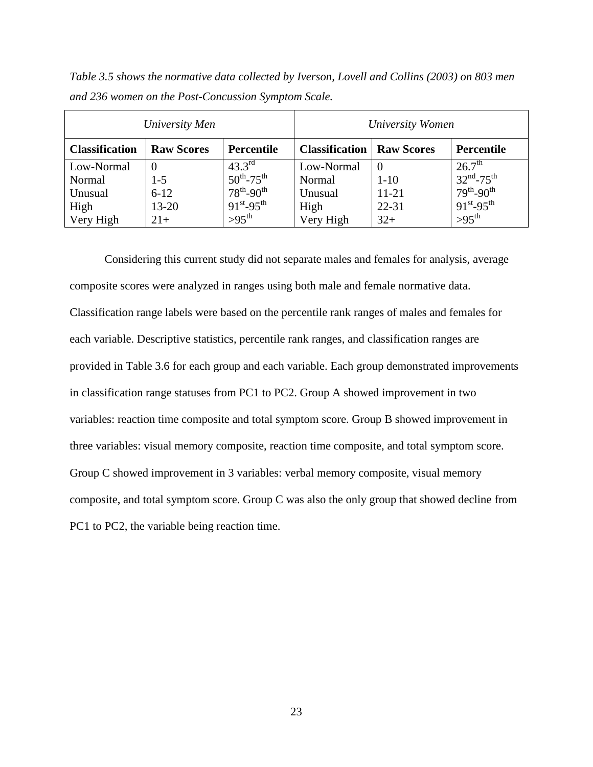*Table 3.5 shows the normative data collected by Iverson, Lovell and Collins (2003) on 803 men and 236 women on the Post-Concussion Symptom Scale.*

| *University Men* | | | *University Women* | | |
|---|---|---|---|---|---|
| **Classification** | **Raw Scores** | **Percentile** | **Classification** | **Raw Scores** | **Percentile** |
| Low-Normal | 0 | 43.3rd | Low-Normal | 0 | 26.7th |
| Normal | 1-5 | 50th-75th | Normal | 1-10 | 32nd-75th |
| Unusual | 6-12 | 78th-90th | Unusual | 11-21 | 79th-90th |
| High | 13-20 | 91st-95th | High | 22-31 | 91st-95th |
| Very High | 21+ | >95th | Very High | 32+ | >95th |

Considering this current study did not separate males and females for analysis, average composite scores were analyzed in ranges using both male and female normative data. Classification range labels were based on the percentile rank ranges of males and females for each variable. Descriptive statistics, percentile rank ranges, and classification ranges are provided in Table 3.6 for each group and each variable. Each group demonstrated improvements in classification range statuses from PC1 to PC2. Group A showed improvement in two variables: reaction time composite and total symptom score. Group B showed improvement in three variables: visual memory composite, reaction time composite, and total symptom score. Group C showed improvement in 3 variables: verbal memory composite, visual memory composite, and total symptom score. Group C was also the only group that showed decline from PC1 to PC2, the variable being reaction time.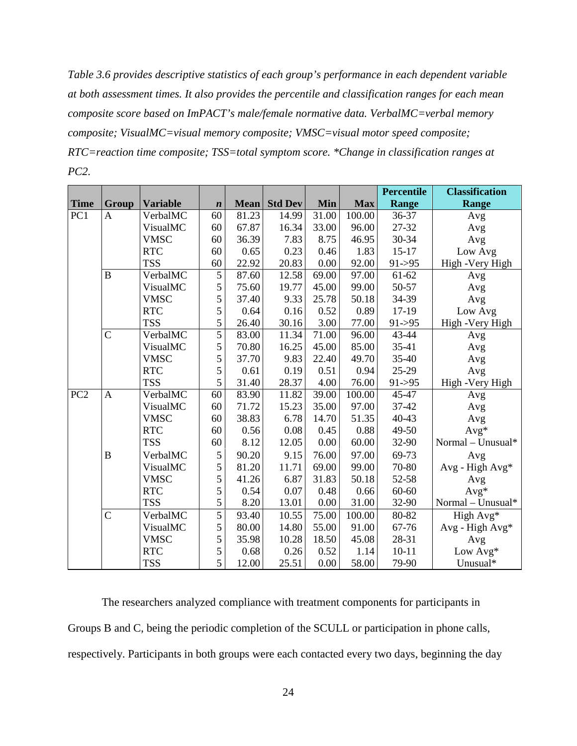*Table 3.6 provides descriptive statistics of each group's performance in each dependent variable at both assessment times. It also provides the percentile and classification ranges for each mean composite score based on ImPACT's male/female normative data. VerbalMC=verbal memory composite; VisualMC=visual memory composite; VMSC=visual motor speed composite; RTC=reaction time composite; TSS=total symptom score. *Change in classification ranges at PC2.*

| Time | Group | Variable | *n* | Mean | Std Dev | Min | Max | Percentile Range | Classification Range |
|---|---|---|---|---|---|---|---|---|---|
| PC1 | A | VerbalMC | 60 | 81.23 | 14.99 | 31.00 | 100.00 | 36-37 | Avg |
| | | VisualMC | 60 | 67.87 | 16.34 | 33.00 | 96.00 | 27-32 | Avg |
| | | VMSC | 60 | 36.39 | 7.83 | 8.75 | 46.95 | 30-34 | Avg |
| | | RTC | 60 | 0.65 | 0.23 | 0.46 | 1.83 | 15-17 | Low Avg |
| | | TSS | 60 | 22.92 | 20.83 | 0.00 | 92.00 | 91->95 | High -Very High |
| | B | VerbalMC | 5 | 87.60 | 12.58 | 69.00 | 97.00 | 61-62 | Avg |
| | | VisualMC | 5 | 75.60 | 19.77 | 45.00 | 99.00 | 50-57 | Avg |
| | | VMSC | 5 | 37.40 | 9.33 | 25.78 | 50.18 | 34-39 | Avg |
| | | RTC | 5 | 0.64 | 0.16 | 0.52 | 0.89 | 17-19 | Low Avg |
| | | TSS | 5 | 26.40 | 30.16 | 3.00 | 77.00 | 91->95 | High -Very High |
| | C | VerbalMC | 5 | 83.00 | 11.34 | 71.00 | 96.00 | 43-44 | Avg |
| | | VisualMC | 5 | 70.80 | 16.25 | 45.00 | 85.00 | 35-41 | Avg |
| | | VMSC | 5 | 37.70 | 9.83 | 22.40 | 49.70 | 35-40 | Avg |
| | | RTC | 5 | 0.61 | 0.19 | 0.51 | 0.94 | 25-29 | Avg |
| | | TSS | 5 | 31.40 | 28.37 | 4.00 | 76.00 | 91->95 | High -Very High |
| PC2 | A | VerbalMC | 60 | 83.90 | 11.82 | 39.00 | 100.00 | 45-47 | Avg |
| | | VisualMC | 60 | 71.72 | 15.23 | 35.00 | 97.00 | 37-42 | Avg |
| | | VMSC | 60 | 38.83 | 6.78 | 14.70 | 51.35 | 40-43 | Avg |
| | | RTC | 60 | 0.56 | 0.08 | 0.45 | 0.88 | 49-50 | Avg* |
| | | TSS | 60 | 8.12 | 12.05 | 0.00 | 60.00 | 32-90 | Normal – Unusual* |
| | B | VerbalMC | 5 | 90.20 | 9.15 | 76.00 | 97.00 | 69-73 | Avg |
| | | VisualMC | 5 | 81.20 | 11.71 | 69.00 | 99.00 | 70-80 | Avg - High Avg* |
| | | VMSC | 5 | 41.26 | 6.87 | 31.83 | 50.18 | 52-58 | Avg |
| | | RTC | 5 | 0.54 | 0.07 | 0.48 | 0.66 | 60-60 | Avg* |
| | | TSS | 5 | 8.20 | 13.01 | 0.00 | 31.00 | 32-90 | Normal – Unusual* |
| | C | VerbalMC | 5 | 93.40 | 10.55 | 75.00 | 100.00 | 80-82 | High Avg* |
| | | VisualMC | 5 | 80.00 | 14.80 | 55.00 | 91.00 | 67-76 | Avg - High Avg* |
| | | VMSC | 5 | 35.98 | 10.28 | 18.50 | 45.08 | 28-31 | Avg |
| | | RTC | 5 | 0.68 | 0.26 | 0.52 | 1.14 | 10-11 | Low Avg* |
| | | TSS | 5 | 12.00 | 25.51 | 0.00 | 58.00 | 79-90 | Unusual* |

The researchers analyzed compliance with treatment components for participants in Groups B and C, being the periodic completion of the SCULL or participation in phone calls, respectively. Participants in both groups were each contacted every two days, beginning the day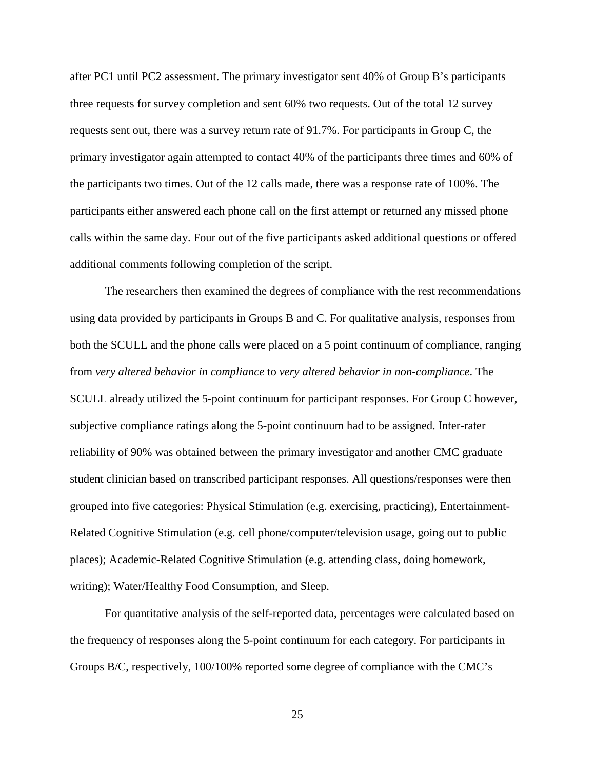after PC1 until PC2 assessment. The primary investigator sent 40% of Group B's participants three requests for survey completion and sent 60% two requests. Out of the total 12 survey requests sent out, there was a survey return rate of 91.7%. For participants in Group C, the primary investigator again attempted to contact 40% of the participants three times and 60% of the participants two times. Out of the 12 calls made, there was a response rate of 100%. The participants either answered each phone call on the first attempt or returned any missed phone calls within the same day. Four out of the five participants asked additional questions or offered additional comments following completion of the script.

The researchers then examined the degrees of compliance with the rest recommendations using data provided by participants in Groups B and C. For qualitative analysis, responses from both the SCULL and the phone calls were placed on a 5 point continuum of compliance, ranging from *very altered behavior in compliance* to *very altered behavior in non-compliance*. The SCULL already utilized the 5-point continuum for participant responses. For Group C however, subjective compliance ratings along the 5-point continuum had to be assigned. Inter-rater reliability of 90% was obtained between the primary investigator and another CMC graduate student clinician based on transcribed participant responses. All questions/responses were then grouped into five categories: Physical Stimulation (e.g. exercising, practicing), Entertainment-Related Cognitive Stimulation (e.g. cell phone/computer/television usage, going out to public places); Academic-Related Cognitive Stimulation (e.g. attending class, doing homework, writing); Water/Healthy Food Consumption, and Sleep.

For quantitative analysis of the self-reported data, percentages were calculated based on the frequency of responses along the 5-point continuum for each category. For participants in Groups B/C, respectively, 100/100% reported some degree of compliance with the CMC's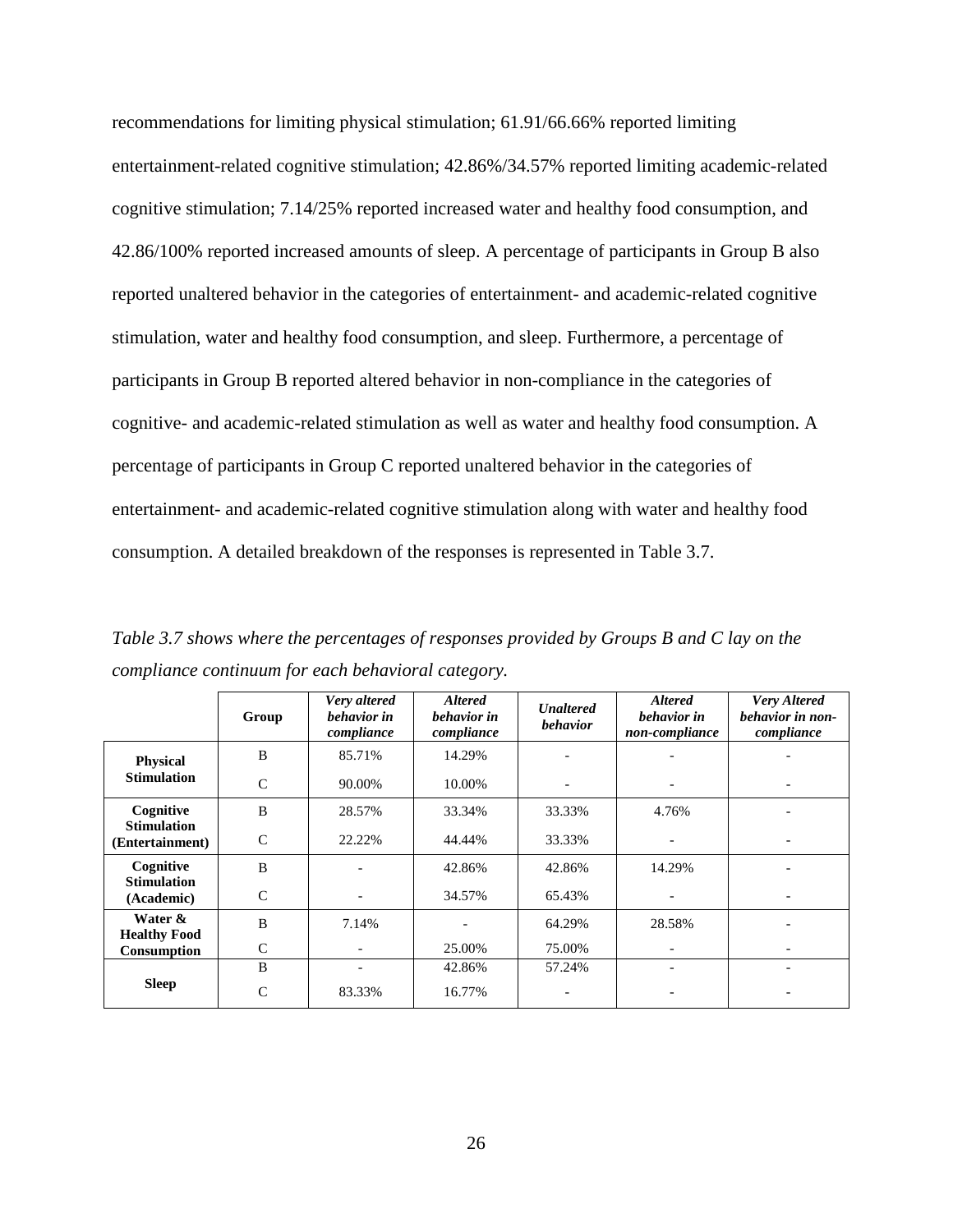recommendations for limiting physical stimulation; 61.91/66.66% reported limiting entertainment-related cognitive stimulation; 42.86%/34.57% reported limiting academic-related cognitive stimulation; 7.14/25% reported increased water and healthy food consumption, and 42.86/100% reported increased amounts of sleep. A percentage of participants in Group B also reported unaltered behavior in the categories of entertainment- and academic-related cognitive stimulation, water and healthy food consumption, and sleep. Furthermore, a percentage of participants in Group B reported altered behavior in non-compliance in the categories of cognitive- and academic-related stimulation as well as water and healthy food consumption. A percentage of participants in Group C reported unaltered behavior in the categories of entertainment- and academic-related cognitive stimulation along with water and healthy food consumption. A detailed breakdown of the responses is represented in Table 3.7.

*Table 3.7 shows where the percentages of responses provided by Groups B and C lay on the compliance continuum for each behavioral category.*

| | **Group** | ***Very altered behavior in compliance*** | ***Altered behavior in compliance*** | ***Unaltered behavior*** | ***Altered behavior in non-compliance*** | ***Very Altered behavior in non-compliance*** |
|---|---|---|---|---|---|---|
| **Physical Stimulation** | B | 85.71% | 14.29% | - | - | - |
| | C | 90.00% | 10.00% | - | - | - |
| **Cognitive Stimulation (Entertainment)** | B | 28.57% | 33.34% | 33.33% | 4.76% | - |
| | C | 22.22% | 44.44% | 33.33% | - | - |
| **Cognitive Stimulation (Academic)** | B | - | 42.86% | 42.86% | 14.29% | - |
| | C | - | 34.57% | 65.43% | - | - |
| **Water & Healthy Food Consumption** | B | 7.14% | - | 64.29% | 28.58% | - |
| | C | - | 25.00% | 75.00% | - | - |
| **Sleep** | B | - | 42.86% | 57.24% | - | - |
| | C | 83.33% | 16.77% | - | - | - |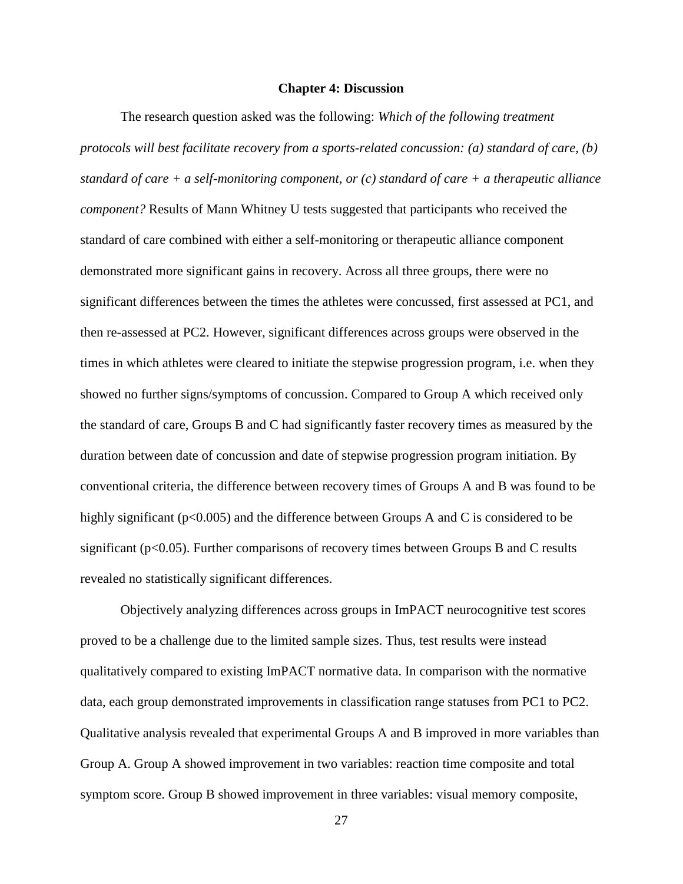# Chapter 4: Discussion

The research question asked was the following: *Which of the following treatment protocols will best facilitate recovery from a sports-related concussion: (a) standard of care, (b) standard of care + a self-monitoring component, or (c) standard of care + a therapeutic alliance component?* Results of Mann Whitney U tests suggested that participants who received the standard of care combined with either a self-monitoring or therapeutic alliance component demonstrated more significant gains in recovery. Across all three groups, there were no significant differences between the times the athletes were concussed, first assessed at PC1, and then re-assessed at PC2. However, significant differences across groups were observed in the times in which athletes were cleared to initiate the stepwise progression program, i.e. when they showed no further signs/symptoms of concussion. Compared to Group A which received only the standard of care, Groups B and C had significantly faster recovery times as measured by the duration between date of concussion and date of stepwise progression program initiation. By conventional criteria, the difference between recovery times of Groups A and B was found to be highly significant ($p<0.005$) and the difference between Groups A and C is considered to be significant ($p<0.05$). Further comparisons of recovery times between Groups B and C results revealed no statistically significant differences.

Objectively analyzing differences across groups in ImPACT neurocognitive test scores proved to be a challenge due to the limited sample sizes. Thus, test results were instead qualitatively compared to existing ImPACT normative data. In comparison with the normative data, each group demonstrated improvements in classification range statuses from PC1 to PC2. Qualitative analysis revealed that experimental Groups A and B improved in more variables than Group A. Group A showed improvement in two variables: reaction time composite and total symptom score. Group B showed improvement in three variables: visual memory composite,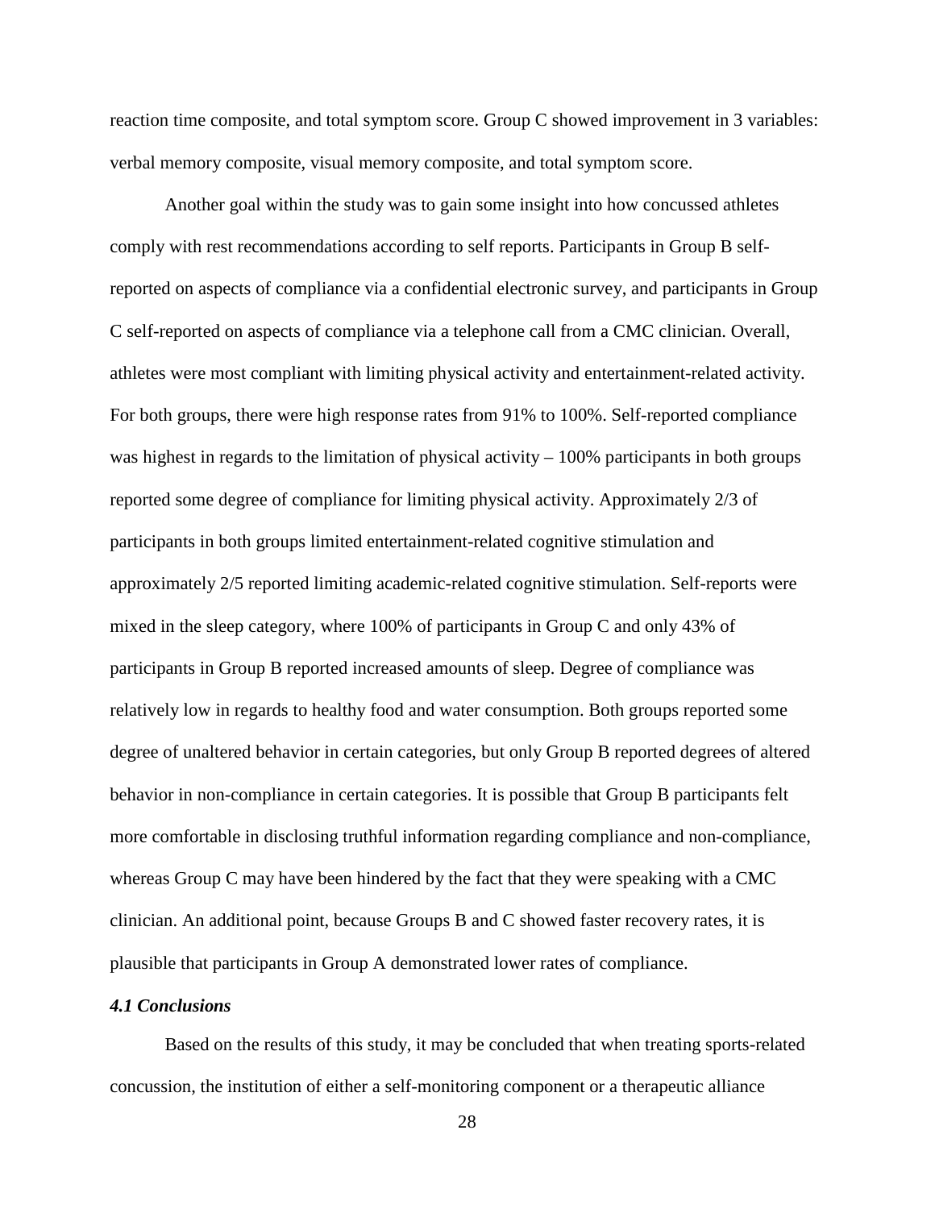reaction time composite, and total symptom score. Group C showed improvement in 3 variables: verbal memory composite, visual memory composite, and total symptom score.

Another goal within the study was to gain some insight into how concussed athletes comply with rest recommendations according to self reports. Participants in Group B self-reported on aspects of compliance via a confidential electronic survey, and participants in Group C self-reported on aspects of compliance via a telephone call from a CMC clinician. Overall, athletes were most compliant with limiting physical activity and entertainment-related activity. For both groups, there were high response rates from 91% to 100%. Self-reported compliance was highest in regards to the limitation of physical activity – 100% participants in both groups reported some degree of compliance for limiting physical activity. Approximately 2/3 of participants in both groups limited entertainment-related cognitive stimulation and approximately 2/5 reported limiting academic-related cognitive stimulation. Self-reports were mixed in the sleep category, where 100% of participants in Group C and only 43% of participants in Group B reported increased amounts of sleep. Degree of compliance was relatively low in regards to healthy food and water consumption. Both groups reported some degree of unaltered behavior in certain categories, but only Group B reported degrees of altered behavior in non-compliance in certain categories. It is possible that Group B participants felt more comfortable in disclosing truthful information regarding compliance and non-compliance, whereas Group C may have been hindered by the fact that they were speaking with a CMC clinician. An additional point, because Groups B and C showed faster recovery rates, it is plausible that participants in Group A demonstrated lower rates of compliance.

### *4.1 Conclusions*

Based on the results of this study, it may be concluded that when treating sports-related concussion, the institution of either a self-monitoring component or a therapeutic alliance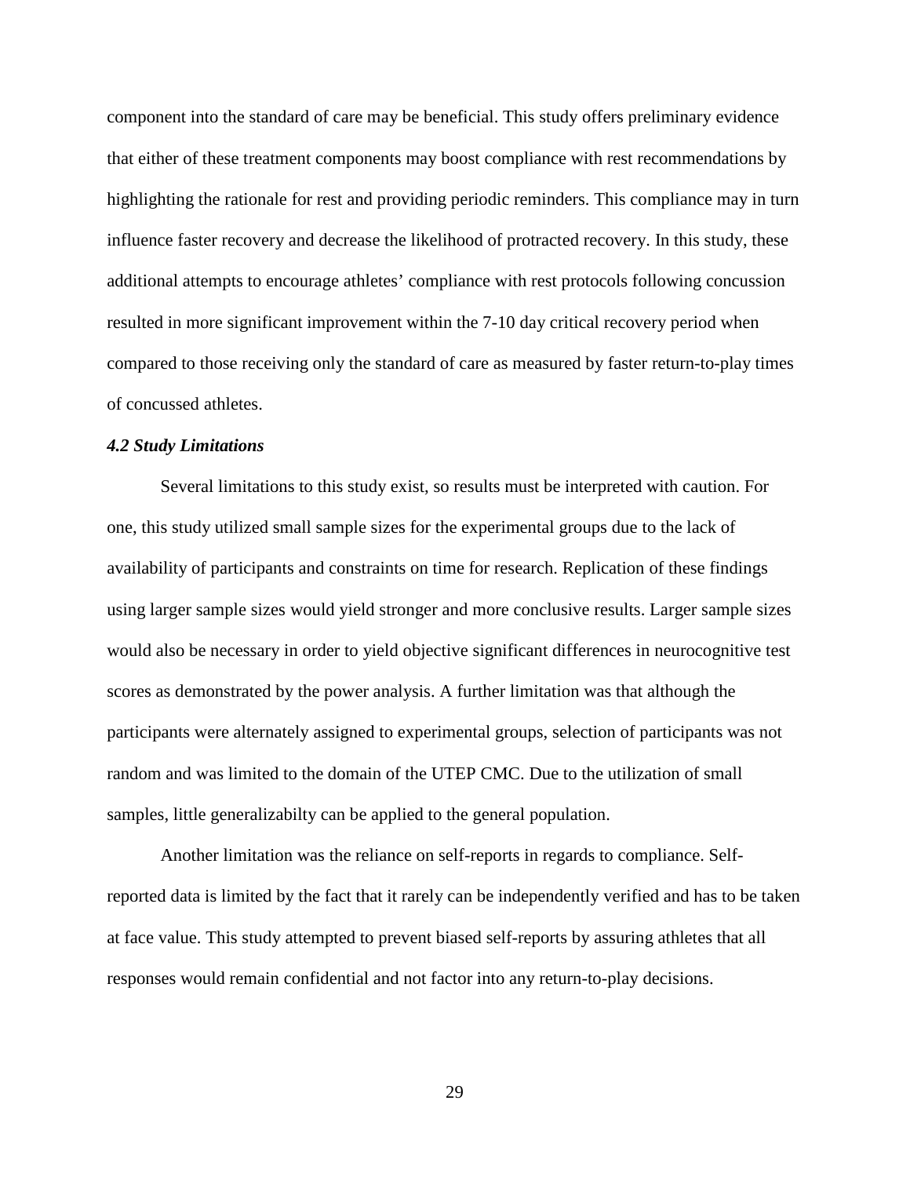component into the standard of care may be beneficial. This study offers preliminary evidence that either of these treatment components may boost compliance with rest recommendations by highlighting the rationale for rest and providing periodic reminders. This compliance may in turn influence faster recovery and decrease the likelihood of protracted recovery. In this study, these additional attempts to encourage athletes' compliance with rest protocols following concussion resulted in more significant improvement within the 7-10 day critical recovery period when compared to those receiving only the standard of care as measured by faster return-to-play times of concussed athletes.

### *4.2 Study Limitations*

Several limitations to this study exist, so results must be interpreted with caution. For one, this study utilized small sample sizes for the experimental groups due to the lack of availability of participants and constraints on time for research. Replication of these findings using larger sample sizes would yield stronger and more conclusive results. Larger sample sizes would also be necessary in order to yield objective significant differences in neurocognitive test scores as demonstrated by the power analysis. A further limitation was that although the participants were alternately assigned to experimental groups, selection of participants was not random and was limited to the domain of the UTEP CMC. Due to the utilization of small samples, little generalizabilty can be applied to the general population.

Another limitation was the reliance on self-reports in regards to compliance. Self-reported data is limited by the fact that it rarely can be independently verified and has to be taken at face value. This study attempted to prevent biased self-reports by assuring athletes that all responses would remain confidential and not factor into any return-to-play decisions.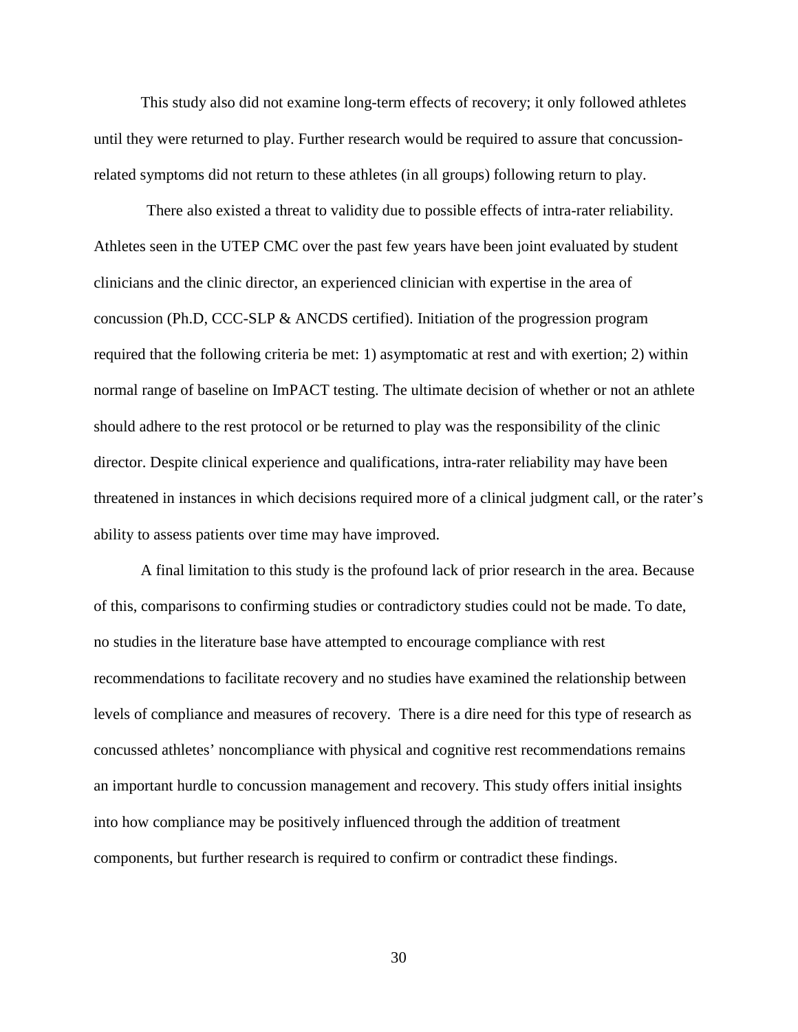This study also did not examine long-term effects of recovery; it only followed athletes until they were returned to play. Further research would be required to assure that concussion-related symptoms did not return to these athletes (in all groups) following return to play.

There also existed a threat to validity due to possible effects of intra-rater reliability. Athletes seen in the UTEP CMC over the past few years have been joint evaluated by student clinicians and the clinic director, an experienced clinician with expertise in the area of concussion (Ph.D, CCC-SLP & ANCDS certified). Initiation of the progression program required that the following criteria be met: 1) asymptomatic at rest and with exertion; 2) within normal range of baseline on ImPACT testing. The ultimate decision of whether or not an athlete should adhere to the rest protocol or be returned to play was the responsibility of the clinic director. Despite clinical experience and qualifications, intra-rater reliability may have been threatened in instances in which decisions required more of a clinical judgment call, or the rater's ability to assess patients over time may have improved.

A final limitation to this study is the profound lack of prior research in the area. Because of this, comparisons to confirming studies or contradictory studies could not be made. To date, no studies in the literature base have attempted to encourage compliance with rest recommendations to facilitate recovery and no studies have examined the relationship between levels of compliance and measures of recovery. There is a dire need for this type of research as concussed athletes' noncompliance with physical and cognitive rest recommendations remains an important hurdle to concussion management and recovery. This study offers initial insights into how compliance may be positively influenced through the addition of treatment components, but further research is required to confirm or contradict these findings.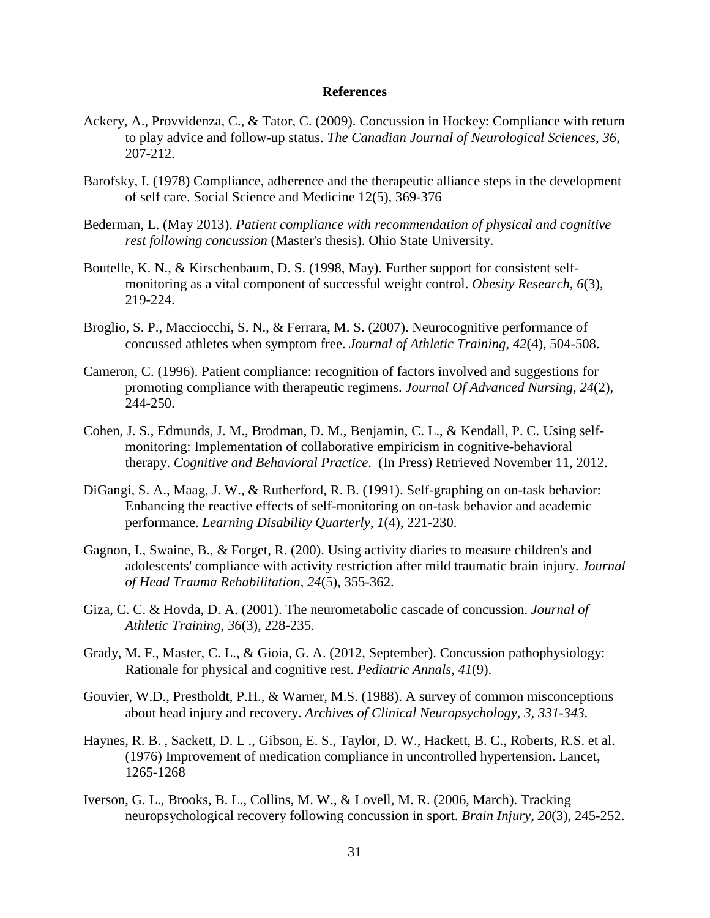**References**

Ackery, A., Provvidenza, C., & Tator, C. (2009). Concussion in Hockey: Compliance with return to play advice and follow-up status. *The Canadian Journal of Neurological Sciences*, *36*, 207-212.

Barofsky, I. (1978) Compliance, adherence and the therapeutic alliance steps in the development of self care. Social Science and Medicine 12(5), 369-376

Bederman, L. (May 2013). *Patient compliance with recommendation of physical and cognitive rest following concussion* (Master's thesis). Ohio State University.

Boutelle, K. N., & Kirschenbaum, D. S. (1998, May). Further support for consistent self-monitoring as a vital component of successful weight control. *Obesity Research*, *6*(3), 219-224.

Broglio, S. P., Macciocchi, S. N., & Ferrara, M. S. (2007). Neurocognitive performance of concussed athletes when symptom free. *Journal of Athletic Training*, *42*(4), 504-508.

Cameron, C. (1996). Patient compliance: recognition of factors involved and suggestions for promoting compliance with therapeutic regimens. *Journal Of Advanced Nursing*, *24*(2), 244-250.

Cohen, J. S., Edmunds, J. M., Brodman, D. M., Benjamin, C. L., & Kendall, P. C. Using self-monitoring: Implementation of collaborative empiricism in cognitive-behavioral therapy. *Cognitive and Behavioral Practice*. (In Press) Retrieved November 11, 2012.

DiGangi, S. A., Maag, J. W., & Rutherford, R. B. (1991). Self-graphing on on-task behavior: Enhancing the reactive effects of self-monitoring on on-task behavior and academic performance. *Learning Disability Quarterly*, *1*(4), 221-230.

Gagnon, I., Swaine, B., & Forget, R. (200). Using activity diaries to measure children's and adolescents' compliance with activity restriction after mild traumatic brain injury. *Journal of Head Trauma Rehabilitation*, *24*(5), 355-362.

Giza, C. C. & Hovda, D. A. (2001). The neurometabolic cascade of concussion. *Journal of Athletic Training*, *36*(3), 228-235.

Grady, M. F., Master, C. L., & Gioia, G. A. (2012, September). Concussion pathophysiology: Rationale for physical and cognitive rest. *Pediatric Annals*, *41*(9).

Gouvier, W.D., Prestholdt, P.H., & Warner, M.S. (1988). A survey of common misconceptions about head injury and recovery. *Archives of Clinical Neuropsychology, 3, 331-343.*

Haynes, R. B. , Sackett, D. L ., Gibson, E. S., Taylor, D. W., Hackett, B. C., Roberts, R.S. et al. (1976) Improvement of medication compliance in uncontrolled hypertension. Lancet, 1265-1268

Iverson, G. L., Brooks, B. L., Collins, M. W., & Lovell, M. R. (2006, March). Tracking neuropsychological recovery following concussion in sport. *Brain Injury*, *20*(3), 245-252.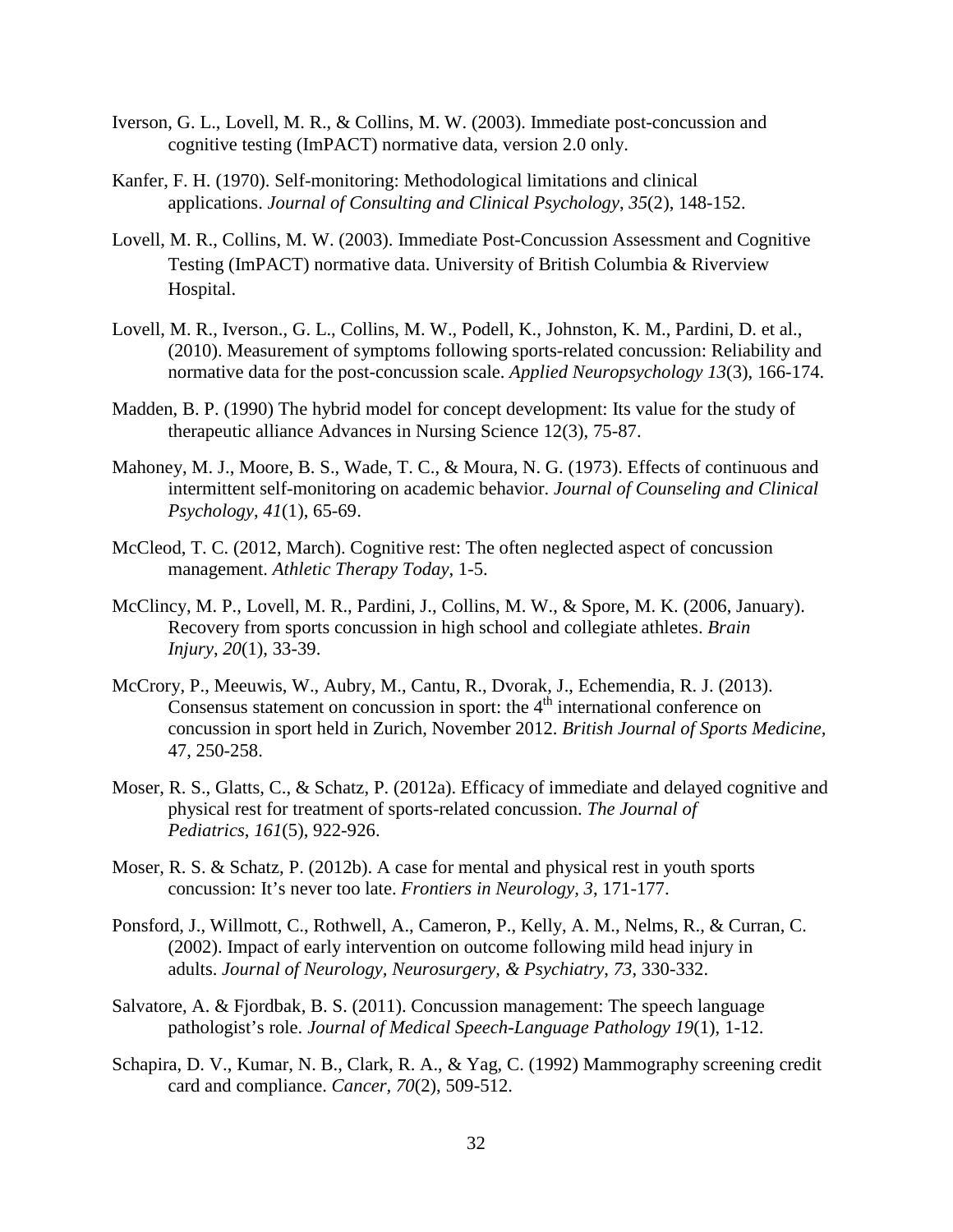Iverson, G. L., Lovell, M. R., & Collins, M. W. (2003). Immediate post-concussion and cognitive testing (ImPACT) normative data, version 2.0 only.

Kanfer, F. H. (1970). Self-monitoring: Methodological limitations and clinical applications. *Journal of Consulting and Clinical Psychology*, *35*(2), 148-152.

Lovell, M. R., Collins, M. W. (2003). Immediate Post-Concussion Assessment and Cognitive Testing (ImPACT) normative data. University of British Columbia & Riverview Hospital.

Lovell, M. R., Iverson., G. L., Collins, M. W., Podell, K., Johnston, K. M., Pardini, D. et al., (2010). Measurement of symptoms following sports-related concussion: Reliability and normative data for the post-concussion scale. *Applied Neuropsychology 13*(3), 166-174.

Madden, B. P. (1990) The hybrid model for concept development: Its value for the study of therapeutic alliance Advances in Nursing Science 12(3), 75-87.

Mahoney, M. J., Moore, B. S., Wade, T. C., & Moura, N. G. (1973). Effects of continuous and intermittent self-monitoring on academic behavior. *Journal of Counseling and Clinical Psychology*, *41*(1), 65-69.

McCleod, T. C. (2012, March). Cognitive rest: The often neglected aspect of concussion management. *Athletic Therapy Today*, 1-5.

McClincy, M. P., Lovell, M. R., Pardini, J., Collins, M. W., & Spore, M. K. (2006, January). Recovery from sports concussion in high school and collegiate athletes. *Brain Injury*, *20*(1), 33-39.

McCrory, P., Meeuwis, W., Aubry, M., Cantu, R., Dvorak, J., Echemendia, R. J. (2013). Consensus statement on concussion in sport: the 4th international conference on concussion in sport held in Zurich, November 2012. *British Journal of Sports Medicine*, 47, 250-258.

Moser, R. S., Glatts, C., & Schatz, P. (2012a). Efficacy of immediate and delayed cognitive and physical rest for treatment of sports-related concussion. *The Journal of Pediatrics*, *161*(5), 922-926.

Moser, R. S. & Schatz, P. (2012b). A case for mental and physical rest in youth sports concussion: It's never too late. *Frontiers in Neurology*, *3*, 171-177.

Ponsford, J., Willmott, C., Rothwell, A., Cameron, P., Kelly, A. M., Nelms, R., & Curran, C. (2002). Impact of early intervention on outcome following mild head injury in adults. *Journal of Neurology, Neurosurgery, & Psychiatry*, *73*, 330-332.

Salvatore, A. & Fjordbak, B. S. (2011). Concussion management: The speech language pathologist's role. *Journal of Medical Speech-Language Pathology 19*(1), 1-12.

Schapira, D. V., Kumar, N. B., Clark, R. A., & Yag, C. (1992) Mammography screening credit card and compliance. *Cancer*, *70*(2), 509-512.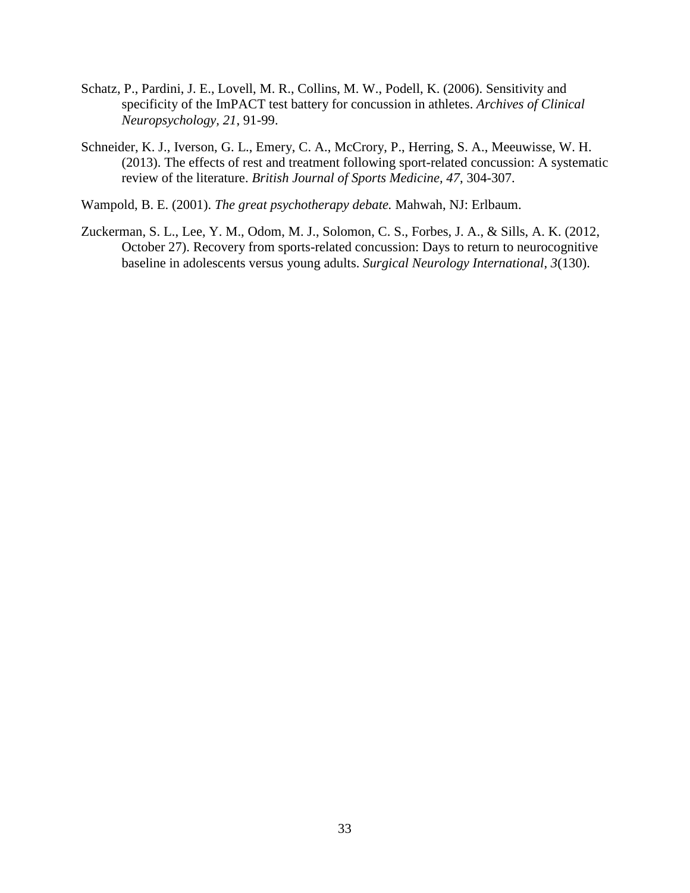Schatz, P., Pardini, J. E., Lovell, M. R., Collins, M. W., Podell, K. (2006). Sensitivity and specificity of the ImPACT test battery for concussion in athletes. *Archives of Clinical Neuropsychology*, *21*, 91-99.

Schneider, K. J., Iverson, G. L., Emery, C. A., McCrory, P., Herring, S. A., Meeuwisse, W. H. (2013). The effects of rest and treatment following sport-related concussion: A systematic review of the literature. *British Journal of Sports Medicine, 47*, 304-307.

Wampold, B. E. (2001). *The great psychotherapy debate.* Mahwah, NJ: Erlbaum.

Zuckerman, S. L., Lee, Y. M., Odom, M. J., Solomon, C. S., Forbes, J. A., & Sills, A. K. (2012, October 27). Recovery from sports-related concussion: Days to return to neurocognitive baseline in adolescents versus young adults. *Surgical Neurology International*, *3*(130).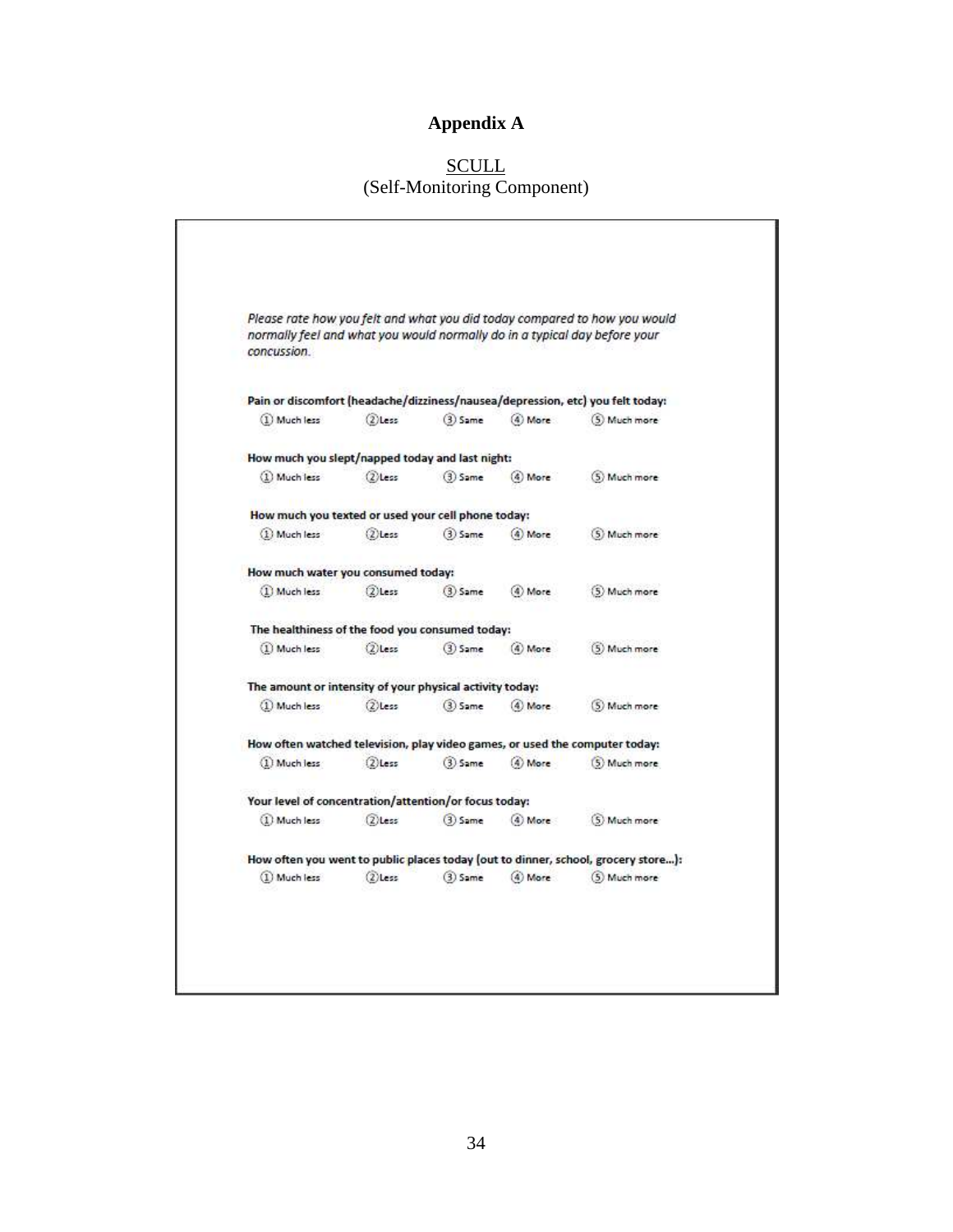# Appendix A

<u>SCULL</u>
(Self-Monitoring Component)

*Please rate how you felt and what you did today compared to how you would normally feel and what you would normally do in a typical day before your concussion.*

**Pain or discomfort (headache/dizziness/nausea/depression, etc) you felt today:**

① Much less ② Less ③ Same ④ More ⑤ Much more

**How much you slept/napped today and last night:**

① Much less ② Less ③ Same ④ More ⑤ Much more

**How much you texted or used your cell phone today:**

① Much less ② Less ③ Same ④ More ⑤ Much more

**How much water you consumed today:**

① Much less ② Less ③ Same ④ More ⑤ Much more

**The healthiness of the food you consumed today:**

① Much less ② Less ③ Same ④ More ⑤ Much more

**The amount or intensity of your physical activity today:**

① Much less ② Less ③ Same ④ More ⑤ Much more

**How often watched television, play video games, or used the computer today:**

① Much less ② Less ③ Same ④ More ⑤ Much more

**Your level of concentration/attention/or focus today:**

① Much less ② Less ③ Same ④ More ⑤ Much more

**How often you went to public places today (out to dinner, school, grocery store...):**

① Much less ② Less ③ Same ④ More ⑤ Much more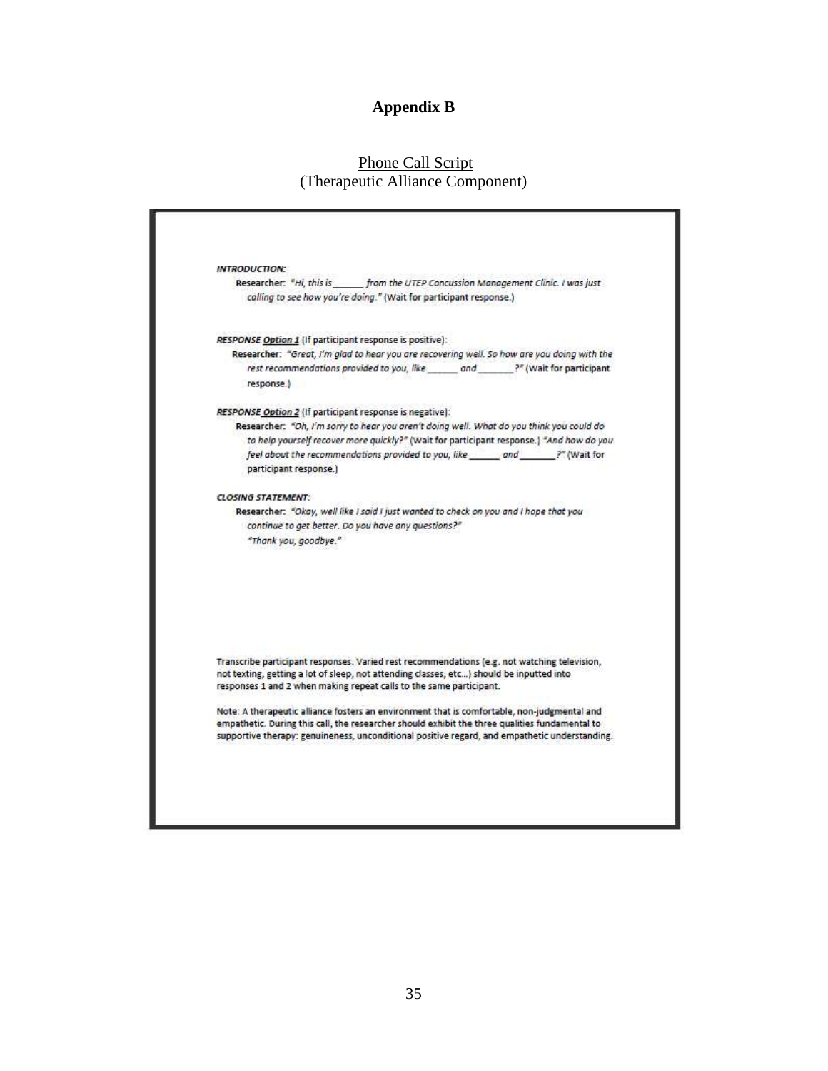# Appendix B

Phone Call Script
(Therapeutic Alliance Component)

***INTRODUCTION:***

**Researcher:** *"Hi, this is \_\_\_\_\_\_ from the UTEP Concussion Management Clinic. I was just calling to see how you're doing."* (Wait for participant response.)

***RESPONSE Option 1*** (If participant response is positive):

**Researcher:** *"Great, I'm glad to hear you are recovering well. So how are you doing with the rest recommendations provided to you, like \_\_\_\_\_\_ and \_\_\_\_\_\_\_?"* (Wait for participant response.)

***RESPONSE Option 2*** (If participant response is negative):

**Researcher:** *"Oh, I'm sorry to hear you aren't doing well. What do you think you could do to help yourself recover more quickly?"* (Wait for participant response.) *"And how do you feel about the recommendations provided to you, like \_\_\_\_\_\_ and \_\_\_\_\_\_\_?"* (Wait for participant response.)

***CLOSING STATEMENT:***

**Researcher:** *"Okay, well like I said I just wanted to check on you and I hope that you continue to get better. Do you have any questions?"*

*"Thank you, goodbye."*

Transcribe participant responses. Varied rest recommendations (e.g. not watching television, not texting, getting a lot of sleep, not attending classes, etc...) should be inputted into responses 1 and 2 when making repeat calls to the same participant.

Note: A therapeutic alliance fosters an environment that is comfortable, non-judgmental and empathetic. During this call, the researcher should exhibit the three qualities fundamental to supportive therapy: genuineness, unconditional positive regard, and empathetic understanding.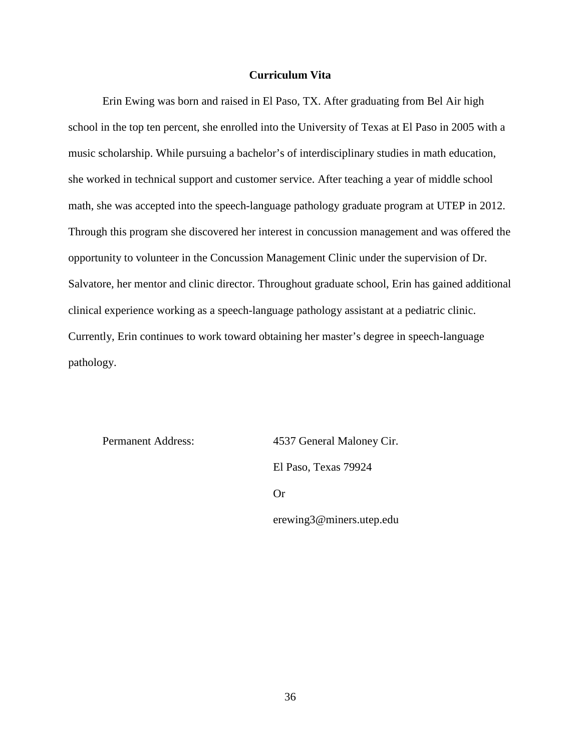# Curriculum Vita

Erin Ewing was born and raised in El Paso, TX. After graduating from Bel Air high school in the top ten percent, she enrolled into the University of Texas at El Paso in 2005 with a music scholarship. While pursuing a bachelor's of interdisciplinary studies in math education, she worked in technical support and customer service. After teaching a year of middle school math, she was accepted into the speech-language pathology graduate program at UTEP in 2012. Through this program she discovered her interest in concussion management and was offered the opportunity to volunteer in the Concussion Management Clinic under the supervision of Dr. Salvatore, her mentor and clinic director. Throughout graduate school, Erin has gained additional clinical experience working as a speech-language pathology assistant at a pediatric clinic. Currently, Erin continues to work toward obtaining her master's degree in speech-language pathology.

Permanent Address: 4537 General Maloney Cir.

El Paso, Texas 79924

Or

erewing3@miners.utep.edu